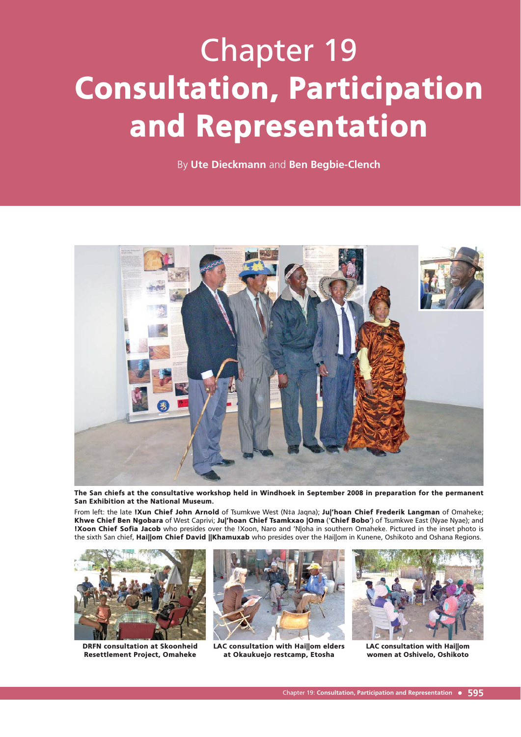# Chapter 19
# Consultation, Participation and Representation

By **Ute Dieckmann** and **Ben Begbie-Clench**

**The San chiefs at the consultative workshop held in Windhoek in September 2008 in preparation for the permanent San Exhibition at the National Museum.**

From left: the late **!Xun Chief John Arnold** of Tsumkwe West (N‡a Jaqna); **Ju|'hoan Chief Frederik Langman** of Omaheke; **Khwe Chief Ben Ngobara** of West Caprivi; **Ju|'hoan Chief Tsamkxao |Oma** ('**Chief Bobo**') of Tsumkwe East (Nyae Nyae); and **!Xoon Chief Sofia Jacob** who presides over the !Xoon, Naro and 'N|oha in southern Omaheke. Pictured in the inset photo is the sixth San chief, **Hai||om Chief David ||Khamuxab** who presides over the Hai||om in Kunene, Oshikoto and Oshana Regions.

**DRFN consultation at Skoonheid Resettlement Project, Omaheke**

**LAC consultation with Hai||om elders at Okaukuejo restcamp, Etosha**

**LAC consultation with Hai||om women at Oshivelo, Oshikoto**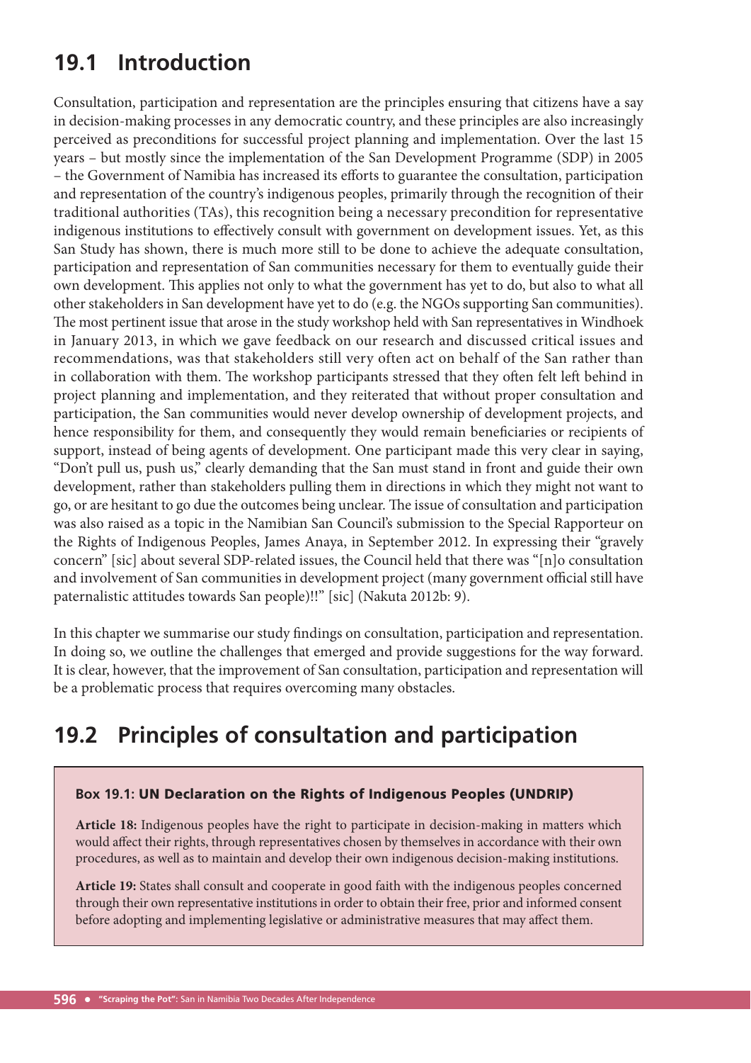## 19.1 Introduction

Consultation, participation and representation are the principles ensuring that citizens have a say in decision-making processes in any democratic country, and these principles are also increasingly perceived as preconditions for successful project planning and implementation. Over the last 15 years – but mostly since the implementation of the San Development Programme (SDP) in 2005 – the Government of Namibia has increased its efforts to guarantee the consultation, participation and representation of the country's indigenous peoples, primarily through the recognition of their traditional authorities (TAs), this recognition being a necessary precondition for representative indigenous institutions to effectively consult with government on development issues. Yet, as this San Study has shown, there is much more still to be done to achieve the adequate consultation, participation and representation of San communities necessary for them to eventually guide their own development. This applies not only to what the government has yet to do, but also to what all other stakeholders in San development have yet to do (e.g. the NGOs supporting San communities). The most pertinent issue that arose in the study workshop held with San representatives in Windhoek in January 2013, in which we gave feedback on our research and discussed critical issues and recommendations, was that stakeholders still very often act on behalf of the San rather than in collaboration with them. The workshop participants stressed that they often felt left behind in project planning and implementation, and they reiterated that without proper consultation and participation, the San communities would never develop ownership of development projects, and hence responsibility for them, and consequently they would remain beneficiaries or recipients of support, instead of being agents of development. One participant made this very clear in saying, "Don't pull us, push us," clearly demanding that the San must stand in front and guide their own development, rather than stakeholders pulling them in directions in which they might not want to go, or are hesitant to go due the outcomes being unclear. The issue of consultation and participation was also raised as a topic in the Namibian San Council's submission to the Special Rapporteur on the Rights of Indigenous Peoples, James Anaya, in September 2012. In expressing their "gravely concern" [sic] about several SDP-related issues, the Council held that there was "[n]o consultation and involvement of San communities in development project (many government official still have paternalistic attitudes towards San people)!!" [sic] (Nakuta 2012b: 9).

In this chapter we summarise our study findings on consultation, participation and representation. In doing so, we outline the challenges that emerged and provide suggestions for the way forward. It is clear, however, that the improvement of San consultation, participation and representation will be a problematic process that requires overcoming many obstacles.

## 19.2 Principles of consultation and participation

> **Box 19.1: UN Declaration on the Rights of Indigenous Peoples (UNDRIP)**
>
> **Article 18:** Indigenous peoples have the right to participate in decision-making in matters which would affect their rights, through representatives chosen by themselves in accordance with their own procedures, as well as to maintain and develop their own indigenous decision-making institutions.
>
> **Article 19:** States shall consult and cooperate in good faith with the indigenous peoples concerned through their own representative institutions in order to obtain their free, prior and informed consent before adopting and implementing legislative or administrative measures that may affect them.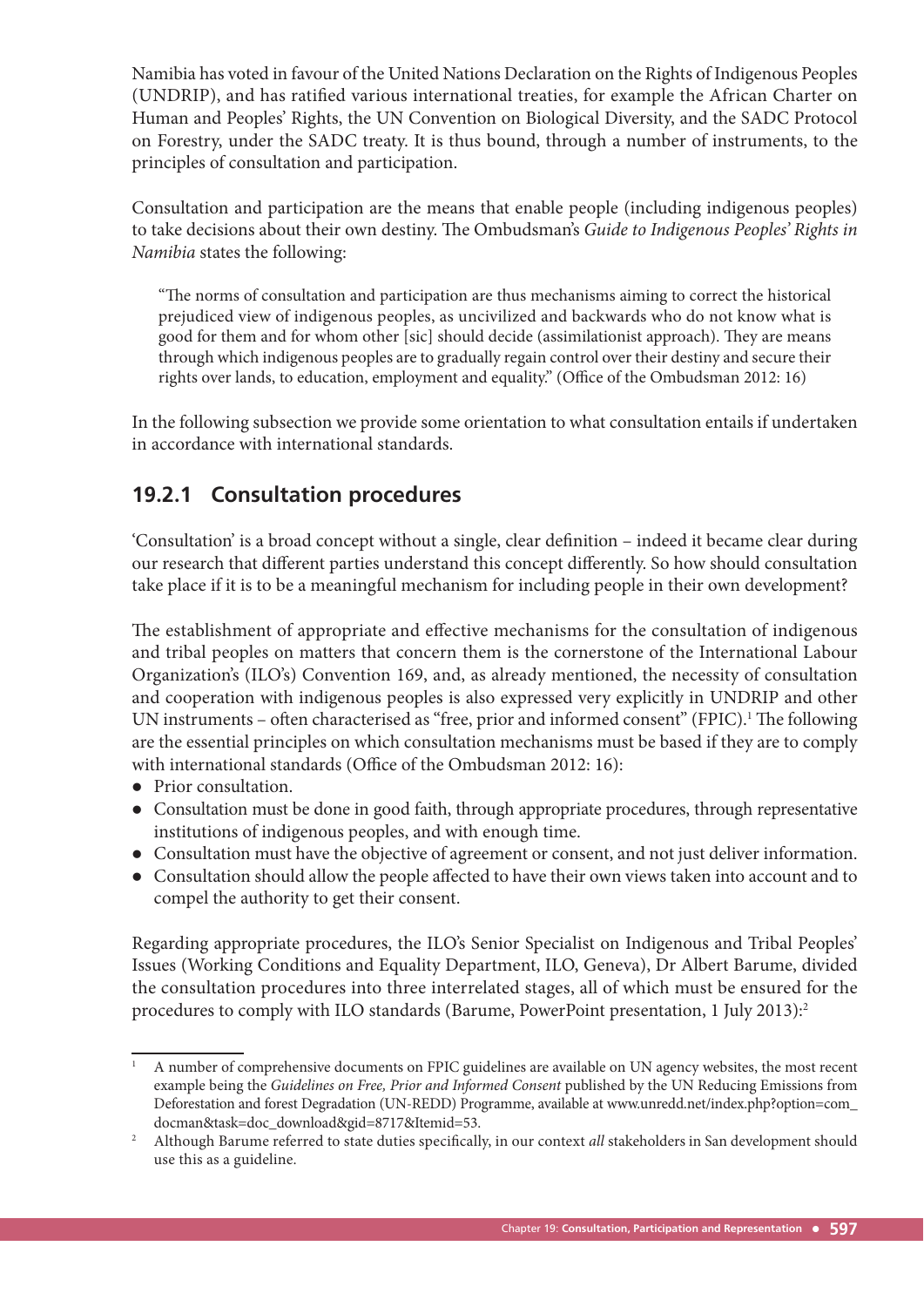Namibia has voted in favour of the United Nations Declaration on the Rights of Indigenous Peoples (UNDRIP), and has ratified various international treaties, for example the African Charter on Human and Peoples' Rights, the UN Convention on Biological Diversity, and the SADC Protocol on Forestry, under the SADC treaty. It is thus bound, through a number of instruments, to the principles of consultation and participation.

Consultation and participation are the means that enable people (including indigenous peoples) to take decisions about their own destiny. The Ombudsman's *Guide to Indigenous Peoples' Rights in Namibia* states the following:

> "The norms of consultation and participation are thus mechanisms aiming to correct the historical prejudiced view of indigenous peoples, as uncivilized and backwards who do not know what is good for them and for whom other [sic] should decide (assimilationist approach). They are means through which indigenous peoples are to gradually regain control over their destiny and secure their rights over lands, to education, employment and equality." (Office of the Ombudsman 2012: 16)

In the following subsection we provide some orientation to what consultation entails if undertaken in accordance with international standards.

### 19.2.1 Consultation procedures

'Consultation' is a broad concept without a single, clear definition – indeed it became clear during our research that different parties understand this concept differently. So how should consultation take place if it is to be a meaningful mechanism for including people in their own development?

The establishment of appropriate and effective mechanisms for the consultation of indigenous and tribal peoples on matters that concern them is the cornerstone of the International Labour Organization's (ILO's) Convention 169, and, as already mentioned, the necessity of consultation and cooperation with indigenous peoples is also expressed very explicitly in UNDRIP and other UN instruments – often characterised as "free, prior and informed consent" (FPIC).[1] The following are the essential principles on which consultation mechanisms must be based if they are to comply with international standards (Office of the Ombudsman 2012: 16):

- Prior consultation.
- Consultation must be done in good faith, through appropriate procedures, through representative institutions of indigenous peoples, and with enough time.
- Consultation must have the objective of agreement or consent, and not just deliver information.
- Consultation should allow the people affected to have their own views taken into account and to compel the authority to get their consent.

Regarding appropriate procedures, the ILO's Senior Specialist on Indigenous and Tribal Peoples' Issues (Working Conditions and Equality Department, ILO, Geneva), Dr Albert Barume, divided the consultation procedures into three interrelated stages, all of which must be ensured for the procedures to comply with ILO standards (Barume, PowerPoint presentation, 1 July 2013):[2]

---

[1] A number of comprehensive documents on FPIC guidelines are available on UN agency websites, the most recent example being the *Guidelines on Free, Prior and Informed Consent* published by the UN Reducing Emissions from Deforestation and forest Degradation (UN-REDD) Programme, available at www.unredd.net/index.php?option=com_docman&task=doc_download&gid=8717&Itemid=53.

[2] Although Barume referred to state duties specifically, in our context *all* stakeholders in San development should use this as a guideline.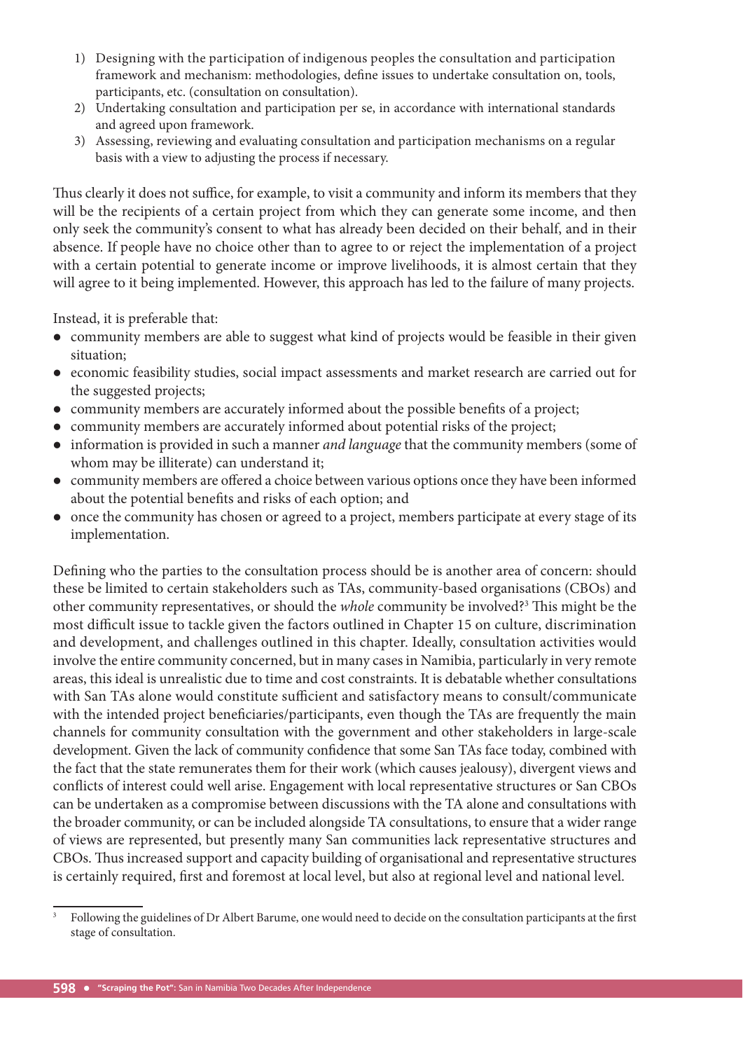1) Designing with the participation of indigenous peoples the consultation and participation framework and mechanism: methodologies, define issues to undertake consultation on, tools, participants, etc. (consultation on consultation).
2) Undertaking consultation and participation per se, in accordance with international standards and agreed upon framework.
3) Assessing, reviewing and evaluating consultation and participation mechanisms on a regular basis with a view to adjusting the process if necessary.

Thus clearly it does not suffice, for example, to visit a community and inform its members that they will be the recipients of a certain project from which they can generate some income, and then only seek the community's consent to what has already been decided on their behalf, and in their absence. If people have no choice other than to agree to or reject the implementation of a project with a certain potential to generate income or improve livelihoods, it is almost certain that they will agree to it being implemented. However, this approach has led to the failure of many projects.

Instead, it is preferable that:

- community members are able to suggest what kind of projects would be feasible in their given situation;
- economic feasibility studies, social impact assessments and market research are carried out for the suggested projects;
- community members are accurately informed about the possible benefits of a project;
- community members are accurately informed about potential risks of the project;
- information is provided in such a manner *and language* that the community members (some of whom may be illiterate) can understand it;
- community members are offered a choice between various options once they have been informed about the potential benefits and risks of each option; and
- once the community has chosen or agreed to a project, members participate at every stage of its implementation.

Defining who the parties to the consultation process should be is another area of concern: should these be limited to certain stakeholders such as TAs, community-based organisations (CBOs) and other community representatives, or should the *whole* community be involved?[3] This might be the most difficult issue to tackle given the factors outlined in Chapter 15 on culture, discrimination and development, and challenges outlined in this chapter. Ideally, consultation activities would involve the entire community concerned, but in many cases in Namibia, particularly in very remote areas, this ideal is unrealistic due to time and cost constraints. It is debatable whether consultations with San TAs alone would constitute sufficient and satisfactory means to consult/communicate with the intended project beneficiaries/participants, even though the TAs are frequently the main channels for community consultation with the government and other stakeholders in large-scale development. Given the lack of community confidence that some San TAs face today, combined with the fact that the state remunerates them for their work (which causes jealousy), divergent views and conflicts of interest could well arise. Engagement with local representative structures or San CBOs can be undertaken as a compromise between discussions with the TA alone and consultations with the broader community, or can be included alongside TA consultations, to ensure that a wider range of views are represented, but presently many San communities lack representative structures and CBOs. Thus increased support and capacity building of organisational and representative structures is certainly required, first and foremost at local level, but also at regional level and national level.

[3] Following the guidelines of Dr Albert Barume, one would need to decide on the consultation participants at the first stage of consultation.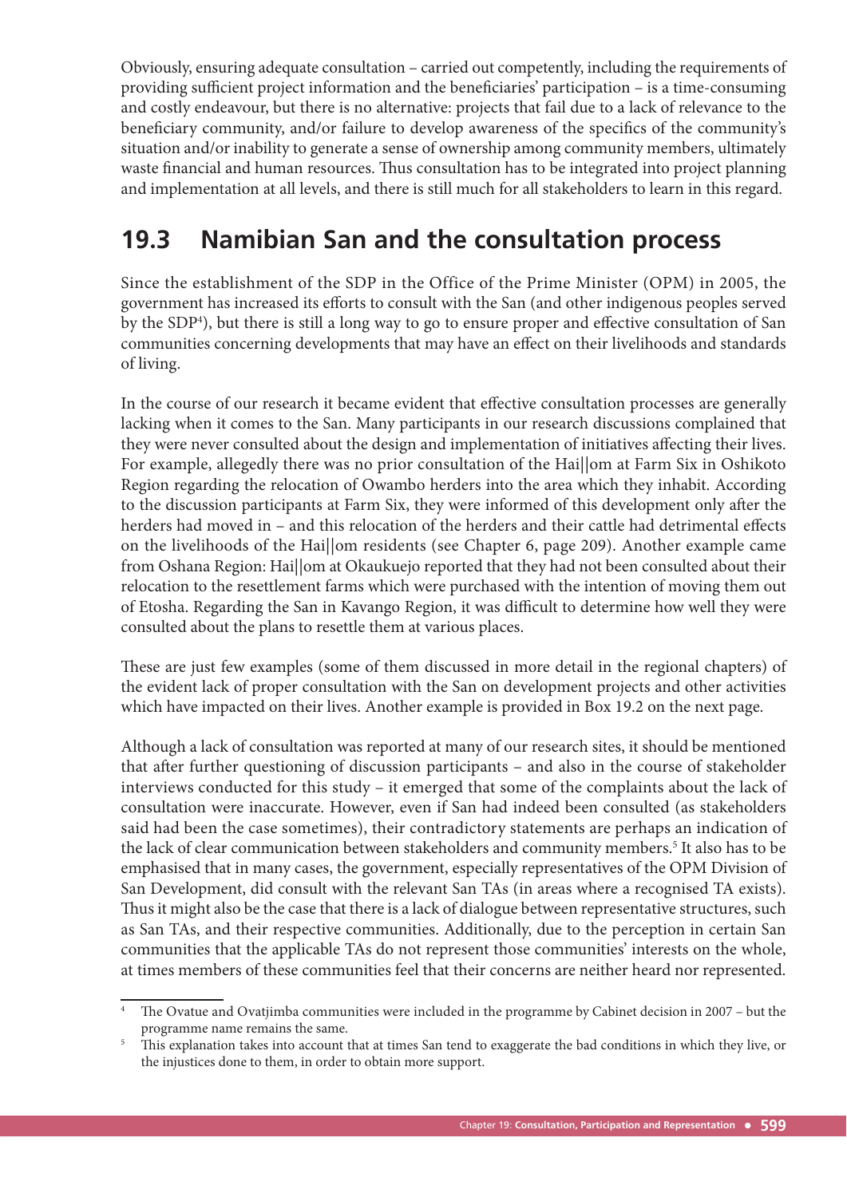Obviously, ensuring adequate consultation – carried out competently, including the requirements of providing sufficient project information and the beneficiaries' participation – is a time-consuming and costly endeavour, but there is no alternative: projects that fail due to a lack of relevance to the beneficiary community, and/or failure to develop awareness of the specifics of the community's situation and/or inability to generate a sense of ownership among community members, ultimately waste financial and human resources. Thus consultation has to be integrated into project planning and implementation at all levels, and there is still much for all stakeholders to learn in this regard.

## 19.3 Namibian San and the consultation process

Since the establishment of the SDP in the Office of the Prime Minister (OPM) in 2005, the government has increased its efforts to consult with the San (and other indigenous peoples served by the SDP[4]), but there is still a long way to go to ensure proper and effective consultation of San communities concerning developments that may have an effect on their livelihoods and standards of living.

In the course of our research it became evident that effective consultation processes are generally lacking when it comes to the San. Many participants in our research discussions complained that they were never consulted about the design and implementation of initiatives affecting their lives. For example, allegedly there was no prior consultation of the Hai||om at Farm Six in Oshikoto Region regarding the relocation of Owambo herders into the area which they inhabit. According to the discussion participants at Farm Six, they were informed of this development only after the herders had moved in – and this relocation of the herders and their cattle had detrimental effects on the livelihoods of the Hai||om residents (see Chapter 6, page 209). Another example came from Oshana Region: Hai||om at Okaukuejo reported that they had not been consulted about their relocation to the resettlement farms which were purchased with the intention of moving them out of Etosha. Regarding the San in Kavango Region, it was difficult to determine how well they were consulted about the plans to resettle them at various places.

These are just few examples (some of them discussed in more detail in the regional chapters) of the evident lack of proper consultation with the San on development projects and other activities which have impacted on their lives. Another example is provided in Box 19.2 on the next page.

Although a lack of consultation was reported at many of our research sites, it should be mentioned that after further questioning of discussion participants – and also in the course of stakeholder interviews conducted for this study – it emerged that some of the complaints about the lack of consultation were inaccurate. However, even if San had indeed been consulted (as stakeholders said had been the case sometimes), their contradictory statements are perhaps an indication of the lack of clear communication between stakeholders and community members.[5] It also has to be emphasised that in many cases, the government, especially representatives of the OPM Division of San Development, did consult with the relevant San TAs (in areas where a recognised TA exists). Thus it might also be the case that there is a lack of dialogue between representative structures, such as San TAs, and their respective communities. Additionally, due to the perception in certain San communities that the applicable TAs do not represent those communities' interests on the whole, at times members of these communities feel that their concerns are neither heard nor represented.

---

[4] The Ovatue and Ovatjimba communities were included in the programme by Cabinet decision in 2007 – but the programme name remains the same.

[5] This explanation takes into account that at times San tend to exaggerate the bad conditions in which they live, or the injustices done to them, in order to obtain more support.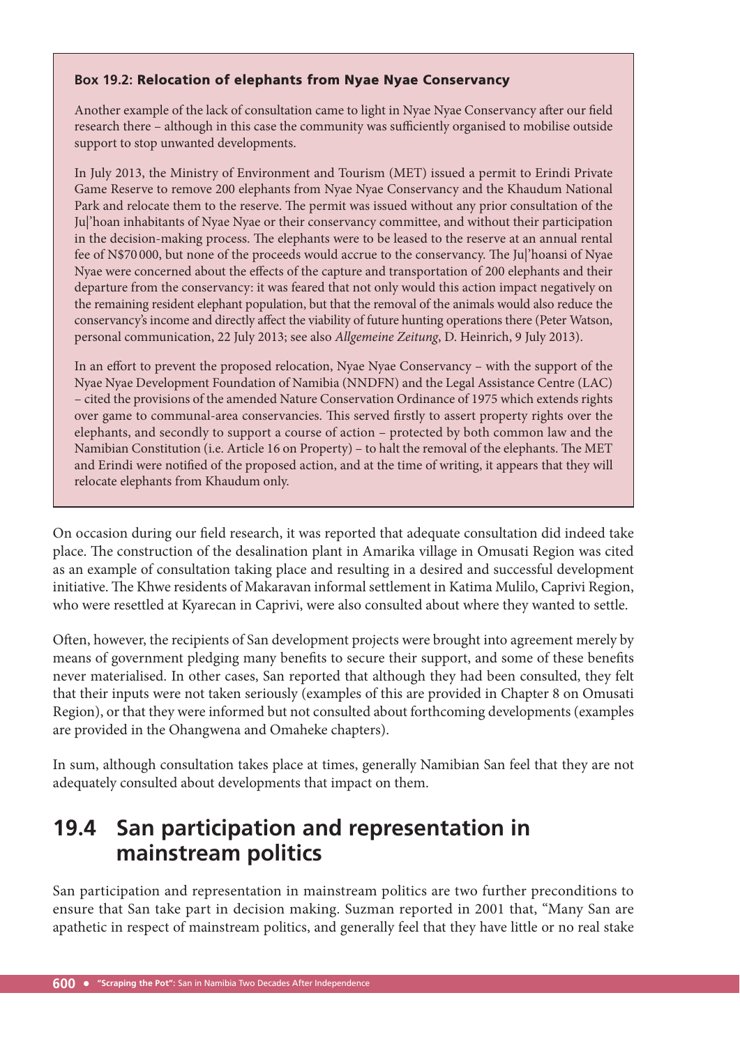**Box 19.2: Relocation of elephants from Nyae Nyae Conservancy**

Another example of the lack of consultation came to light in Nyae Nyae Conservancy after our field research there – although in this case the community was sufficiently organised to mobilise outside support to stop unwanted developments.

In July 2013, the Ministry of Environment and Tourism (MET) issued a permit to Erindi Private Game Reserve to remove 200 elephants from Nyae Nyae Conservancy and the Khaudum National Park and relocate them to the reserve. The permit was issued without any prior consultation of the Ju|'hoan inhabitants of Nyae Nyae or their conservancy committee, and without their participation in the decision-making process. The elephants were to be leased to the reserve at an annual rental fee of N$70 000, but none of the proceeds would accrue to the conservancy. The Ju|'hoansi of Nyae Nyae were concerned about the effects of the capture and transportation of 200 elephants and their departure from the conservancy: it was feared that not only would this action impact negatively on the remaining resident elephant population, but that the removal of the animals would also reduce the conservancy's income and directly affect the viability of future hunting operations there (Peter Watson, personal communication, 22 July 2013; see also *Allgemeine Zeitung*, D. Heinrich, 9 July 2013).

In an effort to prevent the proposed relocation, Nyae Nyae Conservancy – with the support of the Nyae Nyae Development Foundation of Namibia (NNDFN) and the Legal Assistance Centre (LAC) – cited the provisions of the amended Nature Conservation Ordinance of 1975 which extends rights over game to communal-area conservancies. This served firstly to assert property rights over the elephants, and secondly to support a course of action – protected by both common law and the Namibian Constitution (i.e. Article 16 on Property) – to halt the removal of the elephants. The MET and Erindi were notified of the proposed action, and at the time of writing, it appears that they will relocate elephants from Khaudum only.

On occasion during our field research, it was reported that adequate consultation did indeed take place. The construction of the desalination plant in Amarika village in Omusati Region was cited as an example of consultation taking place and resulting in a desired and successful development initiative. The Khwe residents of Makaravan informal settlement in Katima Mulilo, Caprivi Region, who were resettled at Kyarecan in Caprivi, were also consulted about where they wanted to settle.

Often, however, the recipients of San development projects were brought into agreement merely by means of government pledging many benefits to secure their support, and some of these benefits never materialised. In other cases, San reported that although they had been consulted, they felt that their inputs were not taken seriously (examples of this are provided in Chapter 8 on Omusati Region), or that they were informed but not consulted about forthcoming developments (examples are provided in the Ohangwena and Omaheke chapters).

In sum, although consultation takes place at times, generally Namibian San feel that they are not adequately consulted about developments that impact on them.

## 19.4 San participation and representation in mainstream politics

San participation and representation in mainstream politics are two further preconditions to ensure that San take part in decision making. Suzman reported in 2001 that, "Many San are apathetic in respect of mainstream politics, and generally feel that they have little or no real stake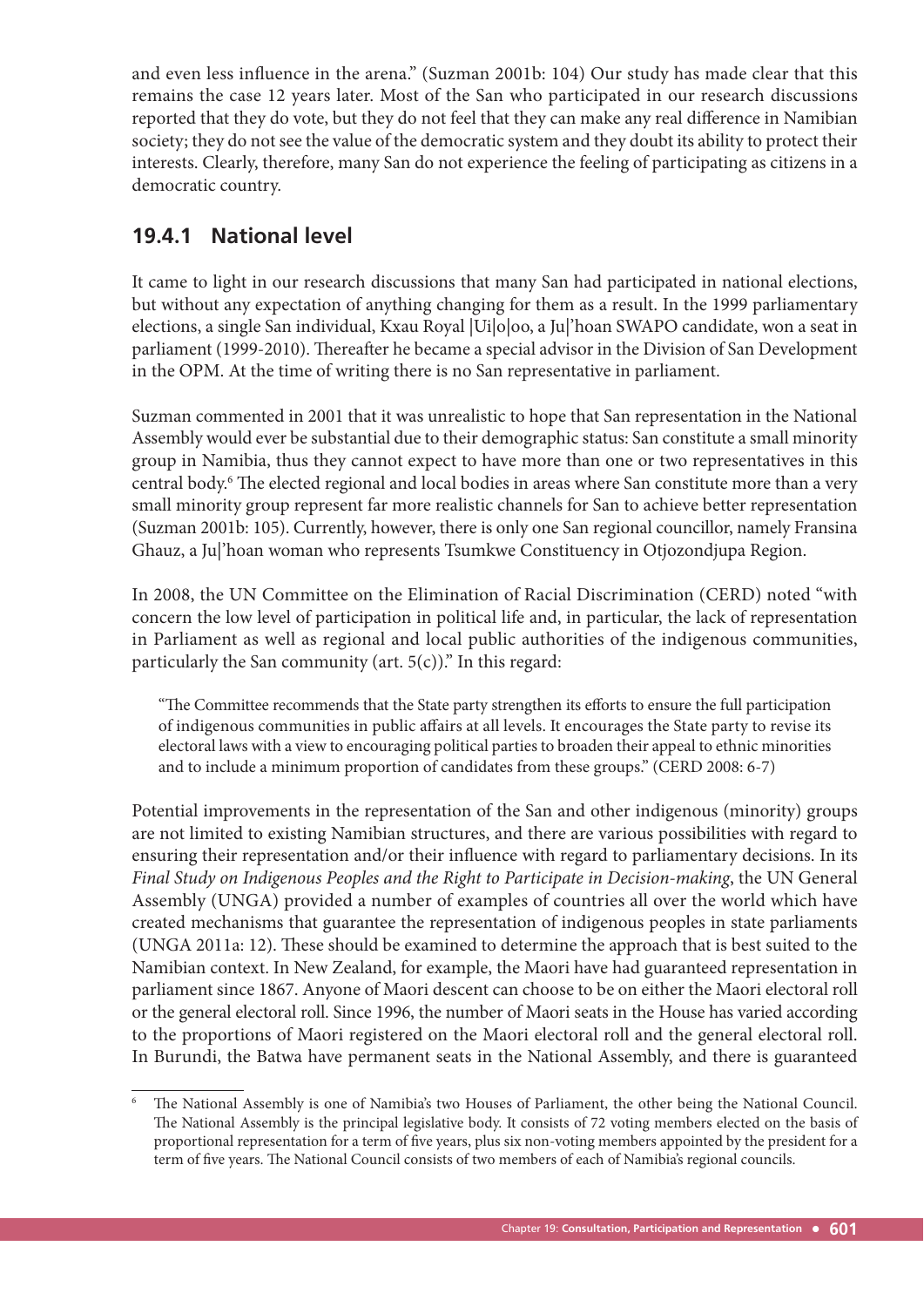and even less influence in the arena." (Suzman 2001b: 104) Our study has made clear that this remains the case 12 years later. Most of the San who participated in our research discussions reported that they do vote, but they do not feel that they can make any real difference in Namibian society; they do not see the value of the democratic system and they doubt its ability to protect their interests. Clearly, therefore, many San do not experience the feeling of participating as citizens in a democratic country.

### 19.4.1 National level

It came to light in our research discussions that many San had participated in national elections, but without any expectation of anything changing for them as a result. In the 1999 parliamentary elections, a single San individual, Kxau Royal |Ui|o|oo, a Ju|'hoan SWAPO candidate, won a seat in parliament (1999-2010). Thereafter he became a special advisor in the Division of San Development in the OPM. At the time of writing there is no San representative in parliament.

Suzman commented in 2001 that it was unrealistic to hope that San representation in the National Assembly would ever be substantial due to their demographic status: San constitute a small minority group in Namibia, thus they cannot expect to have more than one or two representatives in this central body.[6] The elected regional and local bodies in areas where San constitute more than a very small minority group represent far more realistic channels for San to achieve better representation (Suzman 2001b: 105). Currently, however, there is only one San regional councillor, namely Fransina Ghauz, a Ju|'hoan woman who represents Tsumkwe Constituency in Otjozondjupa Region.

In 2008, the UN Committee on the Elimination of Racial Discrimination (CERD) noted "with concern the low level of participation in political life and, in particular, the lack of representation in Parliament as well as regional and local public authorities of the indigenous communities, particularly the San community (art. 5(c))." In this regard:

> "The Committee recommends that the State party strengthen its efforts to ensure the full participation of indigenous communities in public affairs at all levels. It encourages the State party to revise its electoral laws with a view to encouraging political parties to broaden their appeal to ethnic minorities and to include a minimum proportion of candidates from these groups." (CERD 2008: 6-7)

Potential improvements in the representation of the San and other indigenous (minority) groups are not limited to existing Namibian structures, and there are various possibilities with regard to ensuring their representation and/or their influence with regard to parliamentary decisions. In its *Final Study on Indigenous Peoples and the Right to Participate in Decision-making*, the UN General Assembly (UNGA) provided a number of examples of countries all over the world which have created mechanisms that guarantee the representation of indigenous peoples in state parliaments (UNGA 2011a: 12). These should be examined to determine the approach that is best suited to the Namibian context. In New Zealand, for example, the Maori have had guaranteed representation in parliament since 1867. Anyone of Maori descent can choose to be on either the Maori electoral roll or the general electoral roll. Since 1996, the number of Maori seats in the House has varied according to the proportions of Maori registered on the Maori electoral roll and the general electoral roll. In Burundi, the Batwa have permanent seats in the National Assembly, and there is guaranteed

---

[6] The National Assembly is one of Namibia's two Houses of Parliament, the other being the National Council. The National Assembly is the principal legislative body. It consists of 72 voting members elected on the basis of proportional representation for a term of five years, plus six non-voting members appointed by the president for a term of five years. The National Council consists of two members of each of Namibia's regional councils.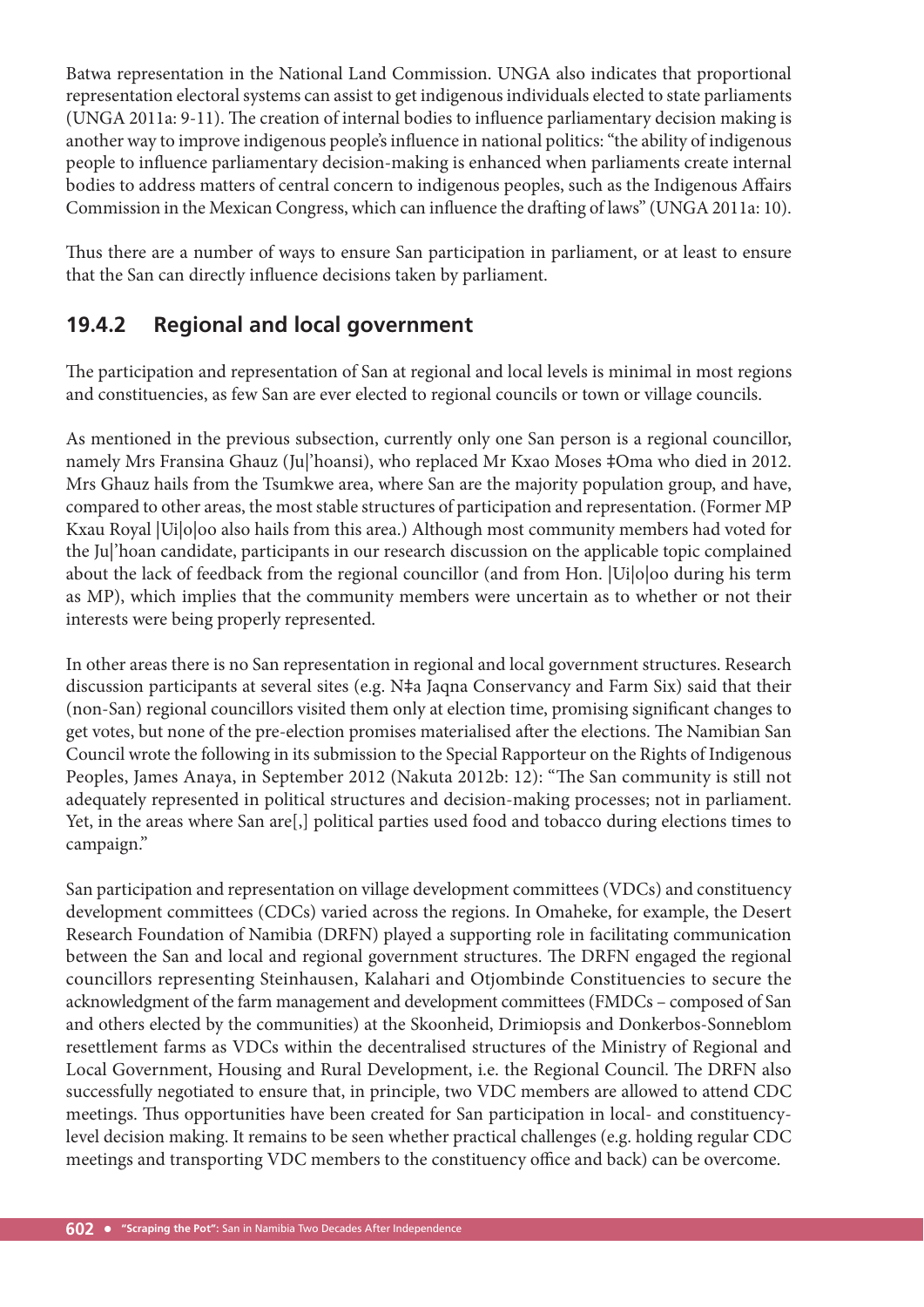Batwa representation in the National Land Commission. UNGA also indicates that proportional representation electoral systems can assist to get indigenous individuals elected to state parliaments (UNGA 2011a: 9-11). The creation of internal bodies to influence parliamentary decision making is another way to improve indigenous people's influence in national politics: "the ability of indigenous people to influence parliamentary decision-making is enhanced when parliaments create internal bodies to address matters of central concern to indigenous peoples, such as the Indigenous Affairs Commission in the Mexican Congress, which can influence the drafting of laws" (UNGA 2011a: 10).

Thus there are a number of ways to ensure San participation in parliament, or at least to ensure that the San can directly influence decisions taken by parliament.

## 19.4.2 Regional and local government

The participation and representation of San at regional and local levels is minimal in most regions and constituencies, as few San are ever elected to regional councils or town or village councils.

As mentioned in the previous subsection, currently only one San person is a regional councillor, namely Mrs Fransina Ghauz (Ju|'hoansi), who replaced Mr Kxao Moses ǂOma who died in 2012. Mrs Ghauz hails from the Tsumkwe area, where San are the majority population group, and have, compared to other areas, the most stable structures of participation and representation. (Former MP Kxau Royal |Ui|o|oo also hails from this area.) Although most community members had voted for the Ju|'hoan candidate, participants in our research discussion on the applicable topic complained about the lack of feedback from the regional councillor (and from Hon. |Ui|o|oo during his term as MP), which implies that the community members were uncertain as to whether or not their interests were being properly represented.

In other areas there is no San representation in regional and local government structures. Research discussion participants at several sites (e.g. Nǂa Jaqna Conservancy and Farm Six) said that their (non-San) regional councillors visited them only at election time, promising significant changes to get votes, but none of the pre-election promises materialised after the elections. The Namibian San Council wrote the following in its submission to the Special Rapporteur on the Rights of Indigenous Peoples, James Anaya, in September 2012 (Nakuta 2012b: 12): "The San community is still not adequately represented in political structures and decision-making processes; not in parliament. Yet, in the areas where San are[,] political parties used food and tobacco during elections times to campaign."

San participation and representation on village development committees (VDCs) and constituency development committees (CDCs) varied across the regions. In Omaheke, for example, the Desert Research Foundation of Namibia (DRFN) played a supporting role in facilitating communication between the San and local and regional government structures. The DRFN engaged the regional councillors representing Steinhausen, Kalahari and Otjombinde Constituencies to secure the acknowledgment of the farm management and development committees (FMDCs – composed of San and others elected by the communities) at the Skoonheid, Drimiopsis and Donkerbos-Sonneblom resettlement farms as VDCs within the decentralised structures of the Ministry of Regional and Local Government, Housing and Rural Development, i.e. the Regional Council. The DRFN also successfully negotiated to ensure that, in principle, two VDC members are allowed to attend CDC meetings. Thus opportunities have been created for San participation in local- and constituency-level decision making. It remains to be seen whether practical challenges (e.g. holding regular CDC meetings and transporting VDC members to the constituency office and back) can be overcome.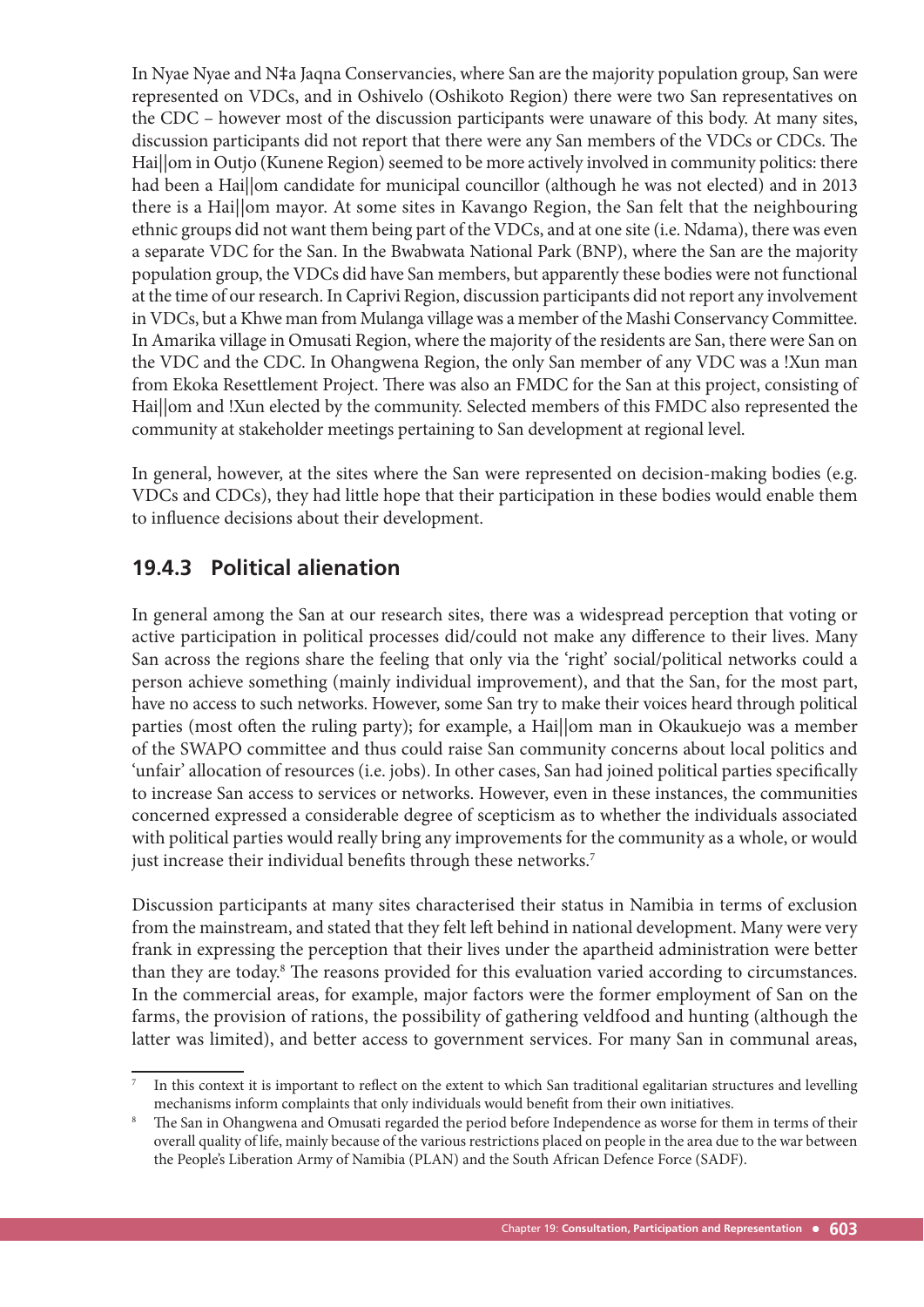In Nyae Nyae and N‡a Jaqna Conservancies, where San are the majority population group, San were represented on VDCs, and in Oshivelo (Oshikoto Region) there were two San representatives on the CDC – however most of the discussion participants were unaware of this body. At many sites, discussion participants did not report that there were any San members of the VDCs or CDCs. The Hai||om in Outjo (Kunene Region) seemed to be more actively involved in community politics: there had been a Hai||om candidate for municipal councillor (although he was not elected) and in 2013 there is a Hai||om mayor. At some sites in Kavango Region, the San felt that the neighbouring ethnic groups did not want them being part of the VDCs, and at one site (i.e. Ndama), there was even a separate VDC for the San. In the Bwabwata National Park (BNP), where the San are the majority population group, the VDCs did have San members, but apparently these bodies were not functional at the time of our research. In Caprivi Region, discussion participants did not report any involvement in VDCs, but a Khwe man from Mulanga village was a member of the Mashi Conservancy Committee. In Amarika village in Omusati Region, where the majority of the residents are San, there were San on the VDC and the CDC. In Ohangwena Region, the only San member of any VDC was a !Xun man from Ekoka Resettlement Project. There was also an FMDC for the San at this project, consisting of Hai||om and !Xun elected by the community. Selected members of this FMDC also represented the community at stakeholder meetings pertaining to San development at regional level.

In general, however, at the sites where the San were represented on decision-making bodies (e.g. VDCs and CDCs), they had little hope that their participation in these bodies would enable them to influence decisions about their development.

### 19.4.3 Political alienation

In general among the San at our research sites, there was a widespread perception that voting or active participation in political processes did/could not make any difference to their lives. Many San across the regions share the feeling that only via the 'right' social/political networks could a person achieve something (mainly individual improvement), and that the San, for the most part, have no access to such networks. However, some San try to make their voices heard through political parties (most often the ruling party); for example, a Hai||om man in Okaukuejo was a member of the SWAPO committee and thus could raise San community concerns about local politics and 'unfair' allocation of resources (i.e. jobs). In other cases, San had joined political parties specifically to increase San access to services or networks. However, even in these instances, the communities concerned expressed a considerable degree of scepticism as to whether the individuals associated with political parties would really bring any improvements for the community as a whole, or would just increase their individual benefits through these networks.[7]

Discussion participants at many sites characterised their status in Namibia in terms of exclusion from the mainstream, and stated that they felt left behind in national development. Many were very frank in expressing the perception that their lives under the apartheid administration were better than they are today.[8] The reasons provided for this evaluation varied according to circumstances. In the commercial areas, for example, major factors were the former employment of San on the farms, the provision of rations, the possibility of gathering veldfood and hunting (although the latter was limited), and better access to government services. For many San in communal areas,

---

[7] In this context it is important to reflect on the extent to which San traditional egalitarian structures and levelling mechanisms inform complaints that only individuals would benefit from their own initiatives.

[8] The San in Ohangwena and Omusati regarded the period before Independence as worse for them in terms of their overall quality of life, mainly because of the various restrictions placed on people in the area due to the war between the People's Liberation Army of Namibia (PLAN) and the South African Defence Force (SADF).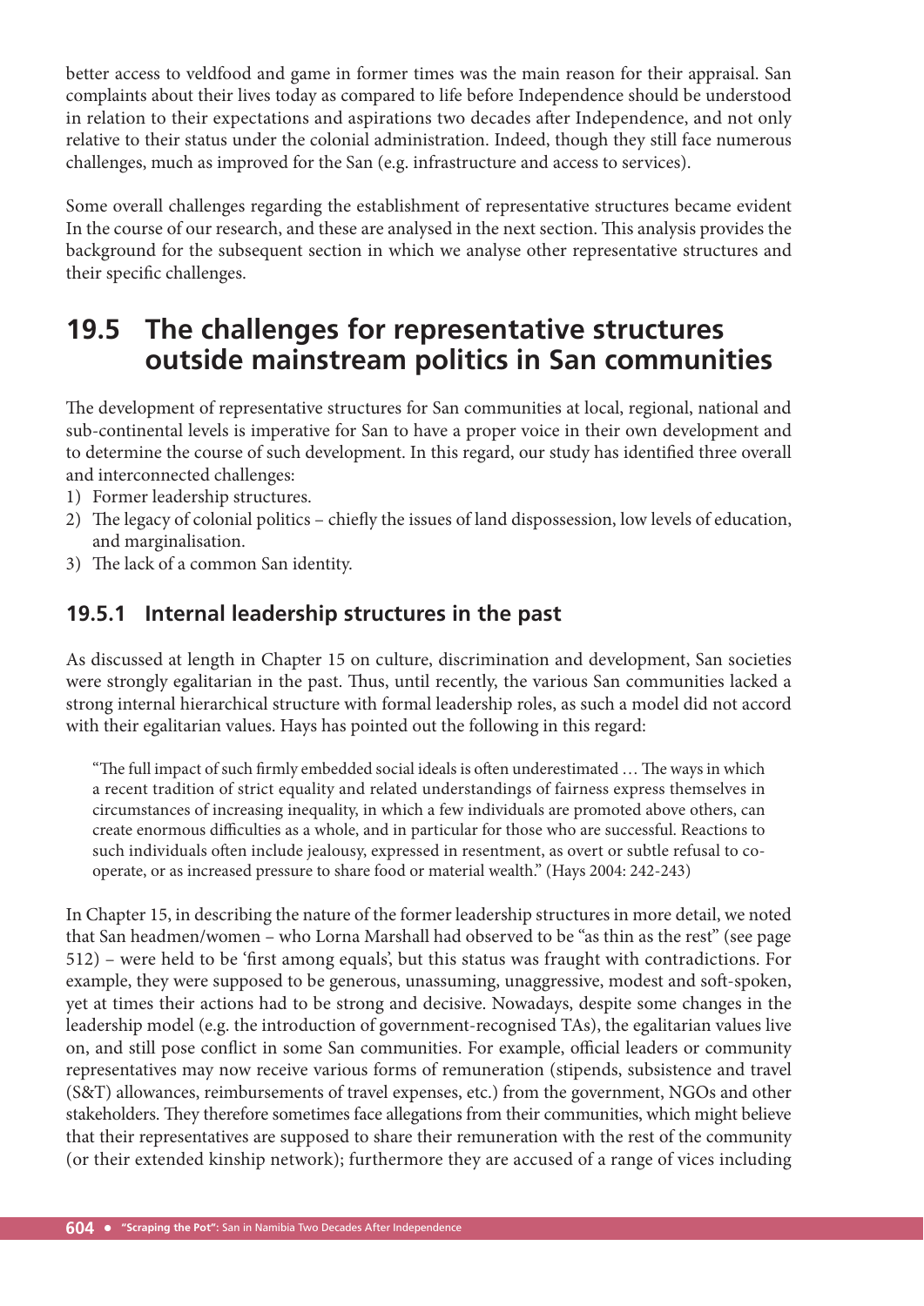better access to veldfood and game in former times was the main reason for their appraisal. San complaints about their lives today as compared to life before Independence should be understood in relation to their expectations and aspirations two decades after Independence, and not only relative to their status under the colonial administration. Indeed, though they still face numerous challenges, much as improved for the San (e.g. infrastructure and access to services).

Some overall challenges regarding the establishment of representative structures became evident In the course of our research, and these are analysed in the next section. This analysis provides the background for the subsequent section in which we analyse other representative structures and their specific challenges.

## 19.5 The challenges for representative structures outside mainstream politics in San communities

The development of representative structures for San communities at local, regional, national and sub-continental levels is imperative for San to have a proper voice in their own development and to determine the course of such development. In this regard, our study has identified three overall and interconnected challenges:

1) Former leadership structures.
2) The legacy of colonial politics – chiefly the issues of land dispossession, low levels of education, and marginalisation.
3) The lack of a common San identity.

### 19.5.1 Internal leadership structures in the past

As discussed at length in Chapter 15 on culture, discrimination and development, San societies were strongly egalitarian in the past. Thus, until recently, the various San communities lacked a strong internal hierarchical structure with formal leadership roles, as such a model did not accord with their egalitarian values. Hays has pointed out the following in this regard:

> "The full impact of such firmly embedded social ideals is often underestimated … The ways in which a recent tradition of strict equality and related understandings of fairness express themselves in circumstances of increasing inequality, in which a few individuals are promoted above others, can create enormous difficulties as a whole, and in particular for those who are successful. Reactions to such individuals often include jealousy, expressed in resentment, as overt or subtle refusal to co-operate, or as increased pressure to share food or material wealth." (Hays 2004: 242-243)

In Chapter 15, in describing the nature of the former leadership structures in more detail, we noted that San headmen/women – who Lorna Marshall had observed to be "as thin as the rest" (see page 512) – were held to be 'first among equals', but this status was fraught with contradictions. For example, they were supposed to be generous, unassuming, unaggressive, modest and soft-spoken, yet at times their actions had to be strong and decisive. Nowadays, despite some changes in the leadership model (e.g. the introduction of government-recognised TAs), the egalitarian values live on, and still pose conflict in some San communities. For example, official leaders or community representatives may now receive various forms of remuneration (stipends, subsistence and travel (S&T) allowances, reimbursements of travel expenses, etc.) from the government, NGOs and other stakeholders. They therefore sometimes face allegations from their communities, which might believe that their representatives are supposed to share their remuneration with the rest of the community (or their extended kinship network); furthermore they are accused of a range of vices including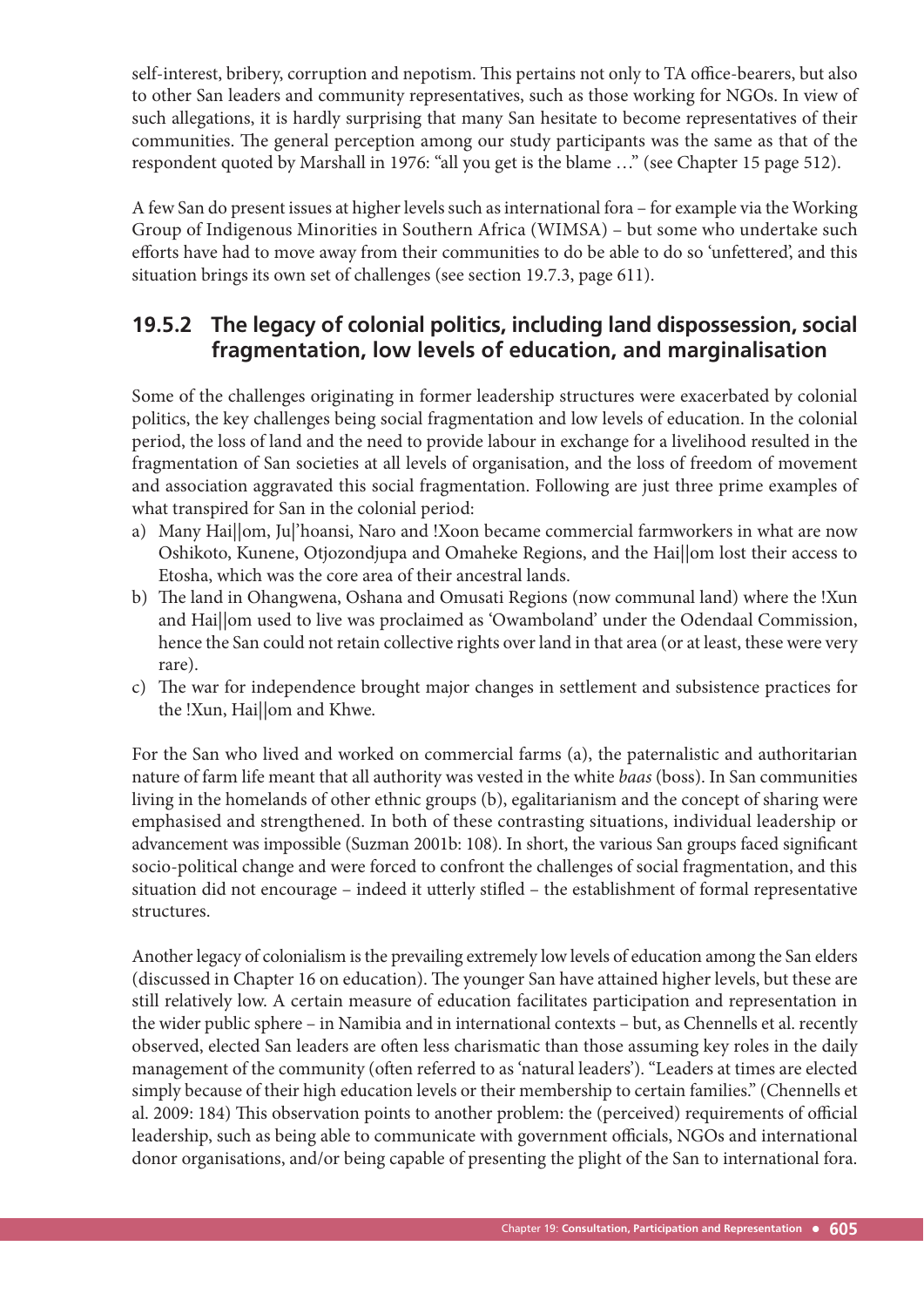self-interest, bribery, corruption and nepotism. This pertains not only to TA office-bearers, but also to other San leaders and community representatives, such as those working for NGOs. In view of such allegations, it is hardly surprising that many San hesitate to become representatives of their communities. The general perception among our study participants was the same as that of the respondent quoted by Marshall in 1976: "all you get is the blame …" (see Chapter 15 page 512).

A few San do present issues at higher levels such as international fora – for example via the Working Group of Indigenous Minorities in Southern Africa (WIMSA) – but some who undertake such efforts have had to move away from their communities to do be able to do so 'unfettered', and this situation brings its own set of challenges (see section 19.7.3, page 611).

### 19.5.2 The legacy of colonial politics, including land dispossession, social fragmentation, low levels of education, and marginalisation

Some of the challenges originating in former leadership structures were exacerbated by colonial politics, the key challenges being social fragmentation and low levels of education. In the colonial period, the loss of land and the need to provide labour in exchange for a livelihood resulted in the fragmentation of San societies at all levels of organisation, and the loss of freedom of movement and association aggravated this social fragmentation. Following are just three prime examples of what transpired for San in the colonial period:

a) Many Hai||om, Ju|'hoansi, Naro and !Xoon became commercial farmworkers in what are now Oshikoto, Kunene, Otjozondjupa and Omaheke Regions, and the Hai||om lost their access to Etosha, which was the core area of their ancestral lands.
b) The land in Ohangwena, Oshana and Omusati Regions (now communal land) where the !Xun and Hai||om used to live was proclaimed as 'Owamboland' under the Odendaal Commission, hence the San could not retain collective rights over land in that area (or at least, these were very rare).
c) The war for independence brought major changes in settlement and subsistence practices for the !Xun, Hai||om and Khwe.

For the San who lived and worked on commercial farms (a), the paternalistic and authoritarian nature of farm life meant that all authority was vested in the white *baas* (boss). In San communities living in the homelands of other ethnic groups (b), egalitarianism and the concept of sharing were emphasised and strengthened. In both of these contrasting situations, individual leadership or advancement was impossible (Suzman 2001b: 108). In short, the various San groups faced significant socio-political change and were forced to confront the challenges of social fragmentation, and this situation did not encourage – indeed it utterly stifled – the establishment of formal representative structures.

Another legacy of colonialism is the prevailing extremely low levels of education among the San elders (discussed in Chapter 16 on education). The younger San have attained higher levels, but these are still relatively low. A certain measure of education facilitates participation and representation in the wider public sphere – in Namibia and in international contexts – but, as Chennells et al. recently observed, elected San leaders are often less charismatic than those assuming key roles in the daily management of the community (often referred to as 'natural leaders'). "Leaders at times are elected simply because of their high education levels or their membership to certain families." (Chennells et al. 2009: 184) This observation points to another problem: the (perceived) requirements of official leadership, such as being able to communicate with government officials, NGOs and international donor organisations, and/or being capable of presenting the plight of the San to international fora.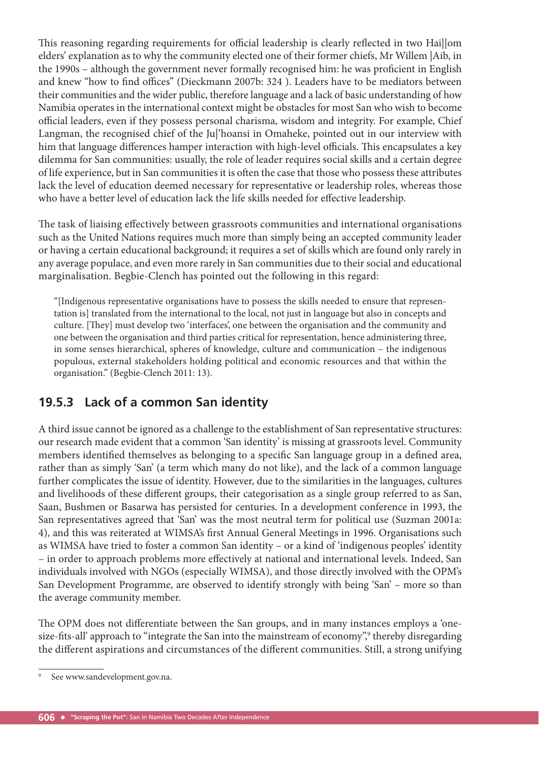This reasoning regarding requirements for official leadership is clearly reflected in two Hai||om elders' explanation as to why the community elected one of their former chiefs, Mr Willem |Aib, in the 1990s – although the government never formally recognised him: he was proficient in English and knew "how to find offices" (Dieckmann 2007b: 324 ). Leaders have to be mediators between their communities and the wider public, therefore language and a lack of basic understanding of how Namibia operates in the international context might be obstacles for most San who wish to become official leaders, even if they possess personal charisma, wisdom and integrity. For example, Chief Langman, the recognised chief of the Ju|'hoansi in Omaheke, pointed out in our interview with him that language differences hamper interaction with high-level officials. This encapsulates a key dilemma for San communities: usually, the role of leader requires social skills and a certain degree of life experience, but in San communities it is often the case that those who possess these attributes lack the level of education deemed necessary for representative or leadership roles, whereas those who have a better level of education lack the life skills needed for effective leadership.

The task of liaising effectively between grassroots communities and international organisations such as the United Nations requires much more than simply being an accepted community leader or having a certain educational background; it requires a set of skills which are found only rarely in any average populace, and even more rarely in San communities due to their social and educational marginalisation. Begbie-Clench has pointed out the following in this regard:

> "[Indigenous representative organisations have to possess the skills needed to ensure that representation is] translated from the international to the local, not just in language but also in concepts and culture. [They] must develop two 'interfaces', one between the organisation and the community and one between the organisation and third parties critical for representation, hence administering three, in some senses hierarchical, spheres of knowledge, culture and communication – the indigenous populous, external stakeholders holding political and economic resources and that within the organisation." (Begbie-Clench 2011: 13).

## 19.5.3 Lack of a common San identity

A third issue cannot be ignored as a challenge to the establishment of San representative structures: our research made evident that a common 'San identity' is missing at grassroots level. Community members identified themselves as belonging to a specific San language group in a defined area, rather than as simply 'San' (a term which many do not like), and the lack of a common language further complicates the issue of identity. However, due to the similarities in the languages, cultures and livelihoods of these different groups, their categorisation as a single group referred to as San, Saan, Bushmen or Basarwa has persisted for centuries. In a development conference in 1993, the San representatives agreed that 'San' was the most neutral term for political use (Suzman 2001a: 4), and this was reiterated at WIMSA's first Annual General Meetings in 1996. Organisations such as WIMSA have tried to foster a common San identity – or a kind of 'indigenous peoples' identity – in order to approach problems more effectively at national and international levels. Indeed, San individuals involved with NGOs (especially WIMSA), and those directly involved with the OPM's San Development Programme, are observed to identify strongly with being 'San' – more so than the average community member.

The OPM does not differentiate between the San groups, and in many instances employs a 'one-size-fits-all' approach to "integrate the San into the mainstream of economy",[9] thereby disregarding the different aspirations and circumstances of the different communities. Still, a strong unifying

[9] See www.sandevelopment.gov.na.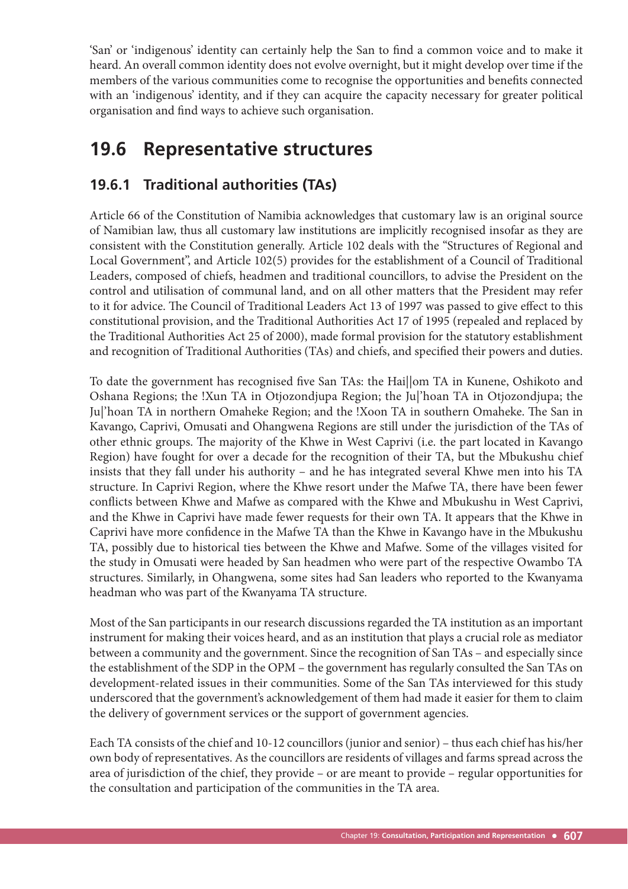'San' or 'indigenous' identity can certainly help the San to find a common voice and to make it heard. An overall common identity does not evolve overnight, but it might develop over time if the members of the various communities come to recognise the opportunities and benefits connected with an 'indigenous' identity, and if they can acquire the capacity necessary for greater political organisation and find ways to achieve such organisation.

## 19.6 Representative structures

### 19.6.1 Traditional authorities (TAs)

Article 66 of the Constitution of Namibia acknowledges that customary law is an original source of Namibian law, thus all customary law institutions are implicitly recognised insofar as they are consistent with the Constitution generally. Article 102 deals with the "Structures of Regional and Local Government", and Article 102(5) provides for the establishment of a Council of Traditional Leaders, composed of chiefs, headmen and traditional councillors, to advise the President on the control and utilisation of communal land, and on all other matters that the President may refer to it for advice. The Council of Traditional Leaders Act 13 of 1997 was passed to give effect to this constitutional provision, and the Traditional Authorities Act 17 of 1995 (repealed and replaced by the Traditional Authorities Act 25 of 2000), made formal provision for the statutory establishment and recognition of Traditional Authorities (TAs) and chiefs, and specified their powers and duties.

To date the government has recognised five San TAs: the Hai||om TA in Kunene, Oshikoto and Oshana Regions; the !Xun TA in Otjozondjupa Region; the Ju|'hoan TA in Otjozondjupa; the Ju|'hoan TA in northern Omaheke Region; and the !Xoon TA in southern Omaheke. The San in Kavango, Caprivi, Omusati and Ohangwena Regions are still under the jurisdiction of the TAs of other ethnic groups. The majority of the Khwe in West Caprivi (i.e. the part located in Kavango Region) have fought for over a decade for the recognition of their TA, but the Mbukushu chief insists that they fall under his authority – and he has integrated several Khwe men into his TA structure. In Caprivi Region, where the Khwe resort under the Mafwe TA, there have been fewer conflicts between Khwe and Mafwe as compared with the Khwe and Mbukushu in West Caprivi, and the Khwe in Caprivi have made fewer requests for their own TA. It appears that the Khwe in Caprivi have more confidence in the Mafwe TA than the Khwe in Kavango have in the Mbukushu TA, possibly due to historical ties between the Khwe and Mafwe. Some of the villages visited for the study in Omusati were headed by San headmen who were part of the respective Owambo TA structures. Similarly, in Ohangwena, some sites had San leaders who reported to the Kwanyama headman who was part of the Kwanyama TA structure.

Most of the San participants in our research discussions regarded the TA institution as an important instrument for making their voices heard, and as an institution that plays a crucial role as mediator between a community and the government. Since the recognition of San TAs – and especially since the establishment of the SDP in the OPM – the government has regularly consulted the San TAs on development-related issues in their communities. Some of the San TAs interviewed for this study underscored that the government's acknowledgement of them had made it easier for them to claim the delivery of government services or the support of government agencies.

Each TA consists of the chief and 10-12 councillors (junior and senior) – thus each chief has his/her own body of representatives. As the councillors are residents of villages and farms spread across the area of jurisdiction of the chief, they provide – or are meant to provide – regular opportunities for the consultation and participation of the communities in the TA area.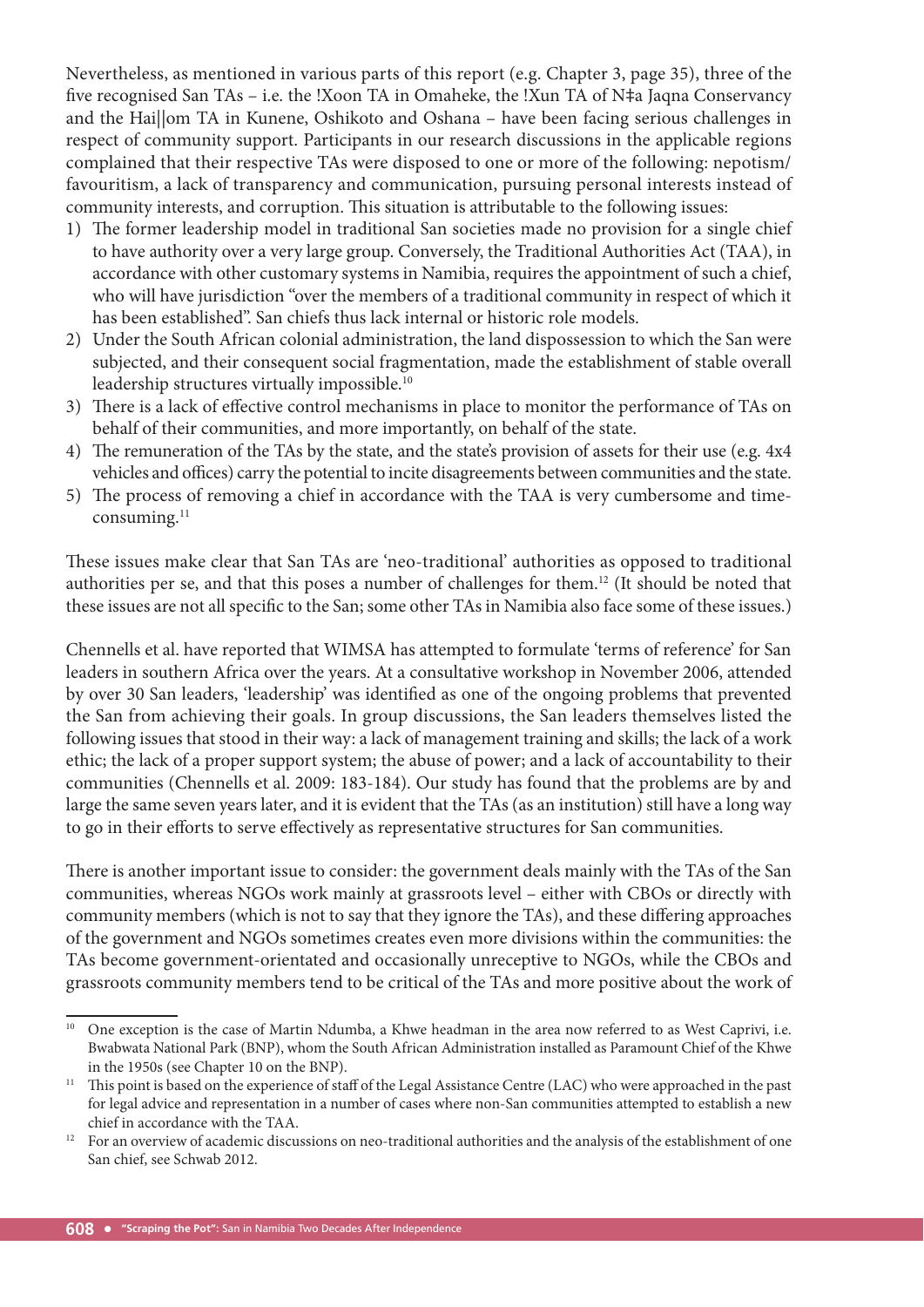Nevertheless, as mentioned in various parts of this report (e.g. Chapter 3, page 35), three of the five recognised San TAs – i.e. the !Xoon TA in Omaheke, the !Xun TA of N‡a Jaqna Conservancy and the Hai||om TA in Kunene, Oshikoto and Oshana – have been facing serious challenges in respect of community support. Participants in our research discussions in the applicable regions complained that their respective TAs were disposed to one or more of the following: nepotism/favouritism, a lack of transparency and communication, pursuing personal interests instead of community interests, and corruption. This situation is attributable to the following issues:

1) The former leadership model in traditional San societies made no provision for a single chief to have authority over a very large group. Conversely, the Traditional Authorities Act (TAA), in accordance with other customary systems in Namibia, requires the appointment of such a chief, who will have jurisdiction "over the members of a traditional community in respect of which it has been established". San chiefs thus lack internal or historic role models.
2) Under the South African colonial administration, the land dispossession to which the San were subjected, and their consequent social fragmentation, made the establishment of stable overall leadership structures virtually impossible.[10]
3) There is a lack of effective control mechanisms in place to monitor the performance of TAs on behalf of their communities, and more importantly, on behalf of the state.
4) The remuneration of the TAs by the state, and the state's provision of assets for their use (e.g. 4x4 vehicles and offices) carry the potential to incite disagreements between communities and the state.
5) The process of removing a chief in accordance with the TAA is very cumbersome and time-consuming.[11]

These issues make clear that San TAs are 'neo-traditional' authorities as opposed to traditional authorities per se, and that this poses a number of challenges for them.[12] (It should be noted that these issues are not all specific to the San; some other TAs in Namibia also face some of these issues.)

Chennells et al. have reported that WIMSA has attempted to formulate 'terms of reference' for San leaders in southern Africa over the years. At a consultative workshop in November 2006, attended by over 30 San leaders, 'leadership' was identified as one of the ongoing problems that prevented the San from achieving their goals. In group discussions, the San leaders themselves listed the following issues that stood in their way: a lack of management training and skills; the lack of a work ethic; the lack of a proper support system; the abuse of power; and a lack of accountability to their communities (Chennells et al. 2009: 183-184). Our study has found that the problems are by and large the same seven years later, and it is evident that the TAs (as an institution) still have a long way to go in their efforts to serve effectively as representative structures for San communities.

There is another important issue to consider: the government deals mainly with the TAs of the San communities, whereas NGOs work mainly at grassroots level – either with CBOs or directly with community members (which is not to say that they ignore the TAs), and these differing approaches of the government and NGOs sometimes creates even more divisions within the communities: the TAs become government-orientated and occasionally unreceptive to NGOs, while the CBOs and grassroots community members tend to be critical of the TAs and more positive about the work of

---

[10] One exception is the case of Martin Ndumba, a Khwe headman in the area now referred to as West Caprivi, i.e. Bwabwata National Park (BNP), whom the South African Administration installed as Paramount Chief of the Khwe in the 1950s (see Chapter 10 on the BNP).

[11] This point is based on the experience of staff of the Legal Assistance Centre (LAC) who were approached in the past for legal advice and representation in a number of cases where non-San communities attempted to establish a new chief in accordance with the TAA.

[12] For an overview of academic discussions on neo-traditional authorities and the analysis of the establishment of one San chief, see Schwab 2012.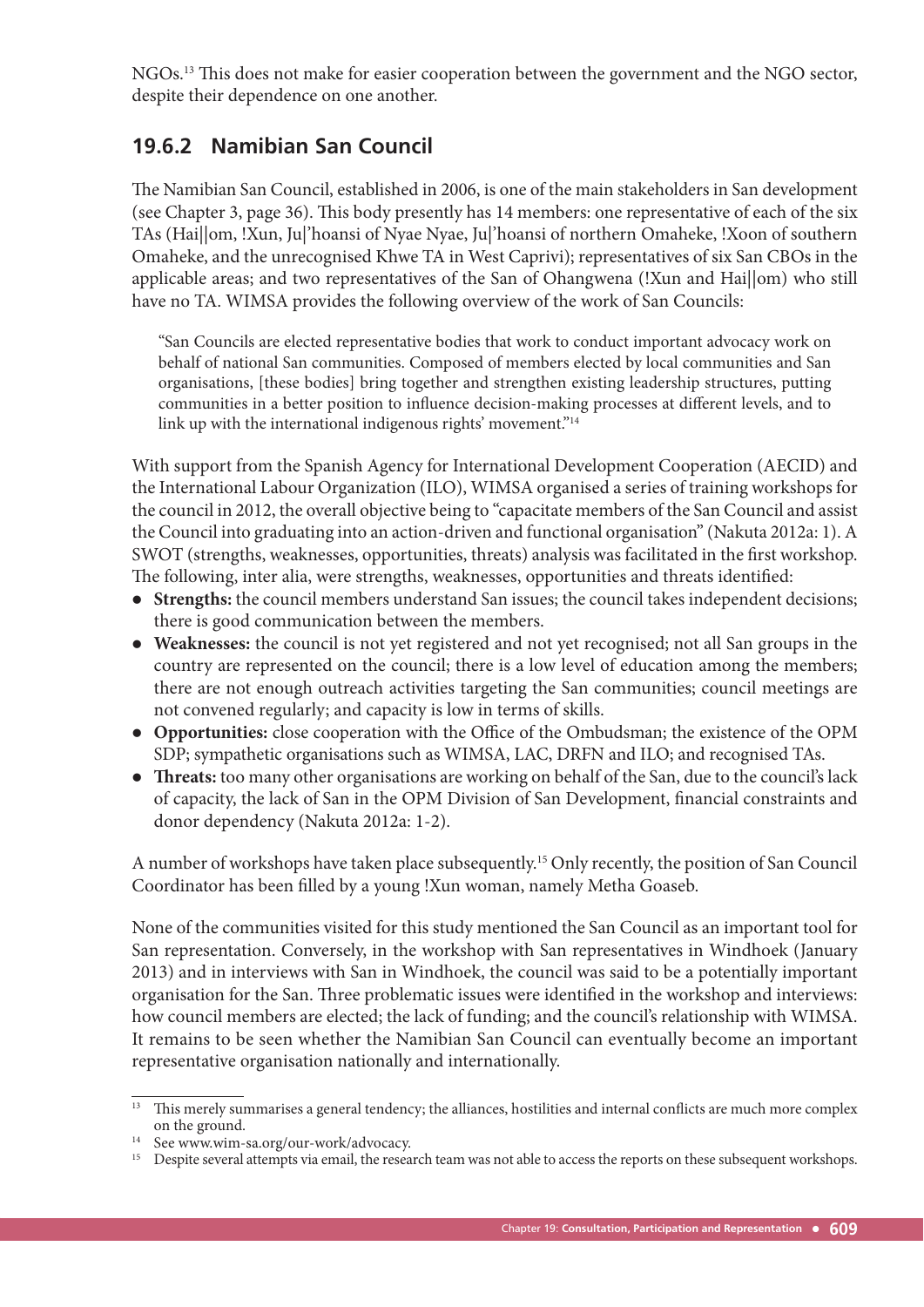NGOs.[13] This does not make for easier cooperation between the government and the NGO sector, despite their dependence on one another.

### 19.6.2 Namibian San Council

The Namibian San Council, established in 2006, is one of the main stakeholders in San development (see Chapter 3, page 36). This body presently has 14 members: one representative of each of the six TAs (Hai||om, !Xun, Ju|'hoansi of Nyae Nyae, Ju|'hoansi of northern Omaheke, !Xoon of southern Omaheke, and the unrecognised Khwe TA in West Caprivi); representatives of six San CBOs in the applicable areas; and two representatives of the San of Ohangwena (!Xun and Hai||om) who still have no TA. WIMSA provides the following overview of the work of San Councils:

> "San Councils are elected representative bodies that work to conduct important advocacy work on behalf of national San communities. Composed of members elected by local communities and San organisations, [these bodies] bring together and strengthen existing leadership structures, putting communities in a better position to influence decision-making processes at different levels, and to link up with the international indigenous rights' movement."[14]

With support from the Spanish Agency for International Development Cooperation (AECID) and the International Labour Organization (ILO), WIMSA organised a series of training workshops for the council in 2012, the overall objective being to "capacitate members of the San Council and assist the Council into graduating into an action-driven and functional organisation" (Nakuta 2012a: 1). A SWOT (strengths, weaknesses, opportunities, threats) analysis was facilitated in the first workshop. The following, inter alia, were strengths, weaknesses, opportunities and threats identified:

- **Strengths:** the council members understand San issues; the council takes independent decisions; there is good communication between the members.
- **Weaknesses:** the council is not yet registered and not yet recognised; not all San groups in the country are represented on the council; there is a low level of education among the members; there are not enough outreach activities targeting the San communities; council meetings are not convened regularly; and capacity is low in terms of skills.
- **Opportunities:** close cooperation with the Office of the Ombudsman; the existence of the OPM SDP; sympathetic organisations such as WIMSA, LAC, DRFN and ILO; and recognised TAs.
- **Threats:** too many other organisations are working on behalf of the San, due to the council's lack of capacity, the lack of San in the OPM Division of San Development, financial constraints and donor dependency (Nakuta 2012a: 1-2).

A number of workshops have taken place subsequently.[15] Only recently, the position of San Council Coordinator has been filled by a young !Xun woman, namely Metha Goaseb.

None of the communities visited for this study mentioned the San Council as an important tool for San representation. Conversely, in the workshop with San representatives in Windhoek (January 2013) and in interviews with San in Windhoek, the council was said to be a potentially important organisation for the San. Three problematic issues were identified in the workshop and interviews: how council members are elected; the lack of funding; and the council's relationship with WIMSA. It remains to be seen whether the Namibian San Council can eventually become an important representative organisation nationally and internationally.

---

[13] This merely summarises a general tendency; the alliances, hostilities and internal conflicts are much more complex on the ground.

[14] See www.wim-sa.org/our-work/advocacy.

[15] Despite several attempts via email, the research team was not able to access the reports on these subsequent workshops.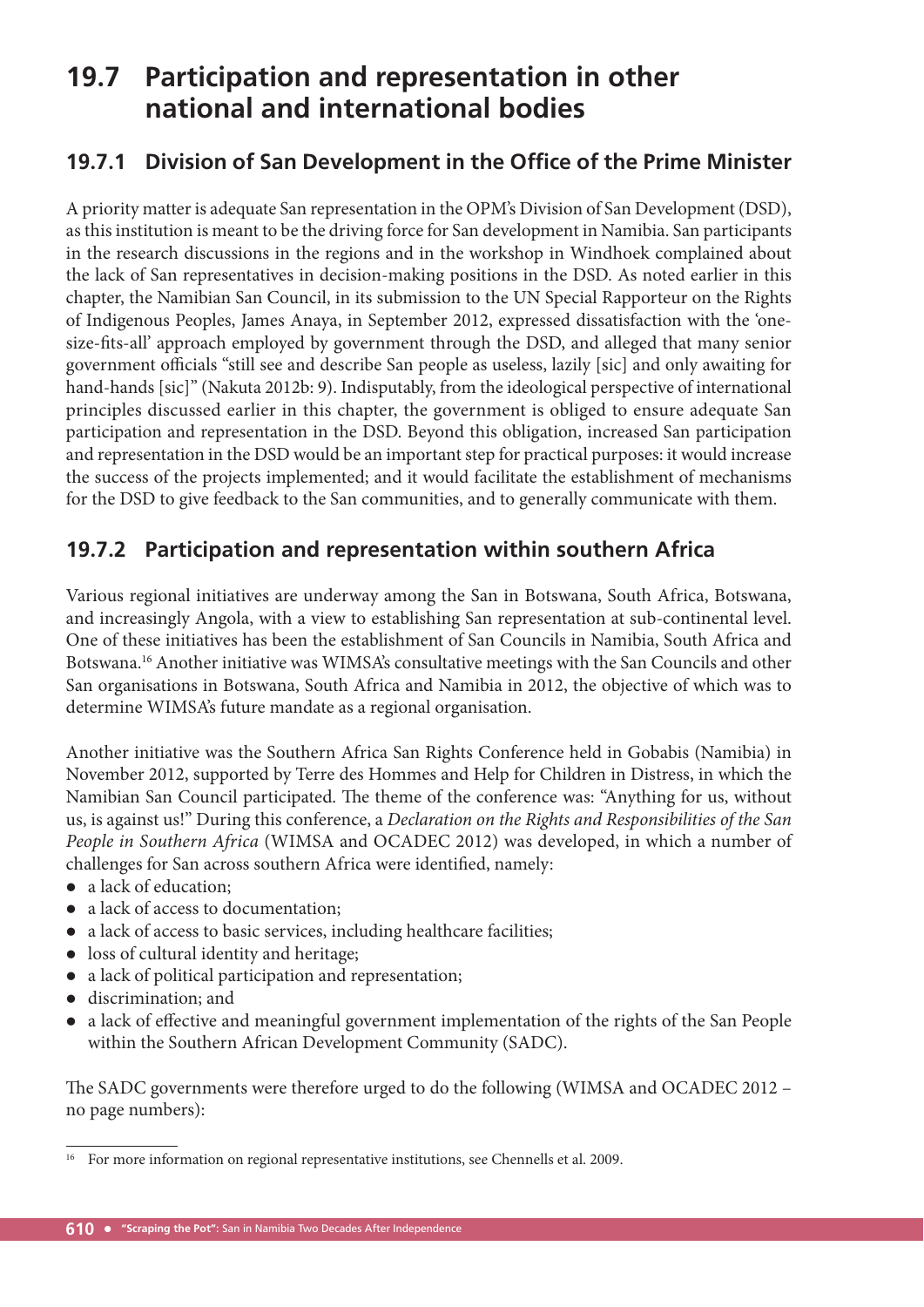# 19.7 Participation and representation in other national and international bodies

## 19.7.1 Division of San Development in the Office of the Prime Minister

A priority matter is adequate San representation in the OPM's Division of San Development (DSD), as this institution is meant to be the driving force for San development in Namibia. San participants in the research discussions in the regions and in the workshop in Windhoek complained about the lack of San representatives in decision-making positions in the DSD. As noted earlier in this chapter, the Namibian San Council, in its submission to the UN Special Rapporteur on the Rights of Indigenous Peoples, James Anaya, in September 2012, expressed dissatisfaction with the 'one-size-fits-all' approach employed by government through the DSD, and alleged that many senior government officials "still see and describe San people as useless, lazily [sic] and only awaiting for hand-hands [sic]" (Nakuta 2012b: 9). Indisputably, from the ideological perspective of international principles discussed earlier in this chapter, the government is obliged to ensure adequate San participation and representation in the DSD. Beyond this obligation, increased San participation and representation in the DSD would be an important step for practical purposes: it would increase the success of the projects implemented; and it would facilitate the establishment of mechanisms for the DSD to give feedback to the San communities, and to generally communicate with them.

## 19.7.2 Participation and representation within southern Africa

Various regional initiatives are underway among the San in Botswana, South Africa, Botswana, and increasingly Angola, with a view to establishing San representation at sub-continental level. One of these initiatives has been the establishment of San Councils in Namibia, South Africa and Botswana.[16] Another initiative was WIMSA's consultative meetings with the San Councils and other San organisations in Botswana, South Africa and Namibia in 2012, the objective of which was to determine WIMSA's future mandate as a regional organisation.

Another initiative was the Southern Africa San Rights Conference held in Gobabis (Namibia) in November 2012, supported by Terre des Hommes and Help for Children in Distress, in which the Namibian San Council participated. The theme of the conference was: "Anything for us, without us, is against us!" During this conference, a *Declaration on the Rights and Responsibilities of the San People in Southern Africa* (WIMSA and OCADEC 2012) was developed, in which a number of challenges for San across southern Africa were identified, namely:

- a lack of education;
- a lack of access to documentation;
- a lack of access to basic services, including healthcare facilities;
- loss of cultural identity and heritage;
- a lack of political participation and representation;
- discrimination; and
- a lack of effective and meaningful government implementation of the rights of the San People within the Southern African Development Community (SADC).

The SADC governments were therefore urged to do the following (WIMSA and OCADEC 2012 – no page numbers):

[16] For more information on regional representative institutions, see Chennells et al. 2009.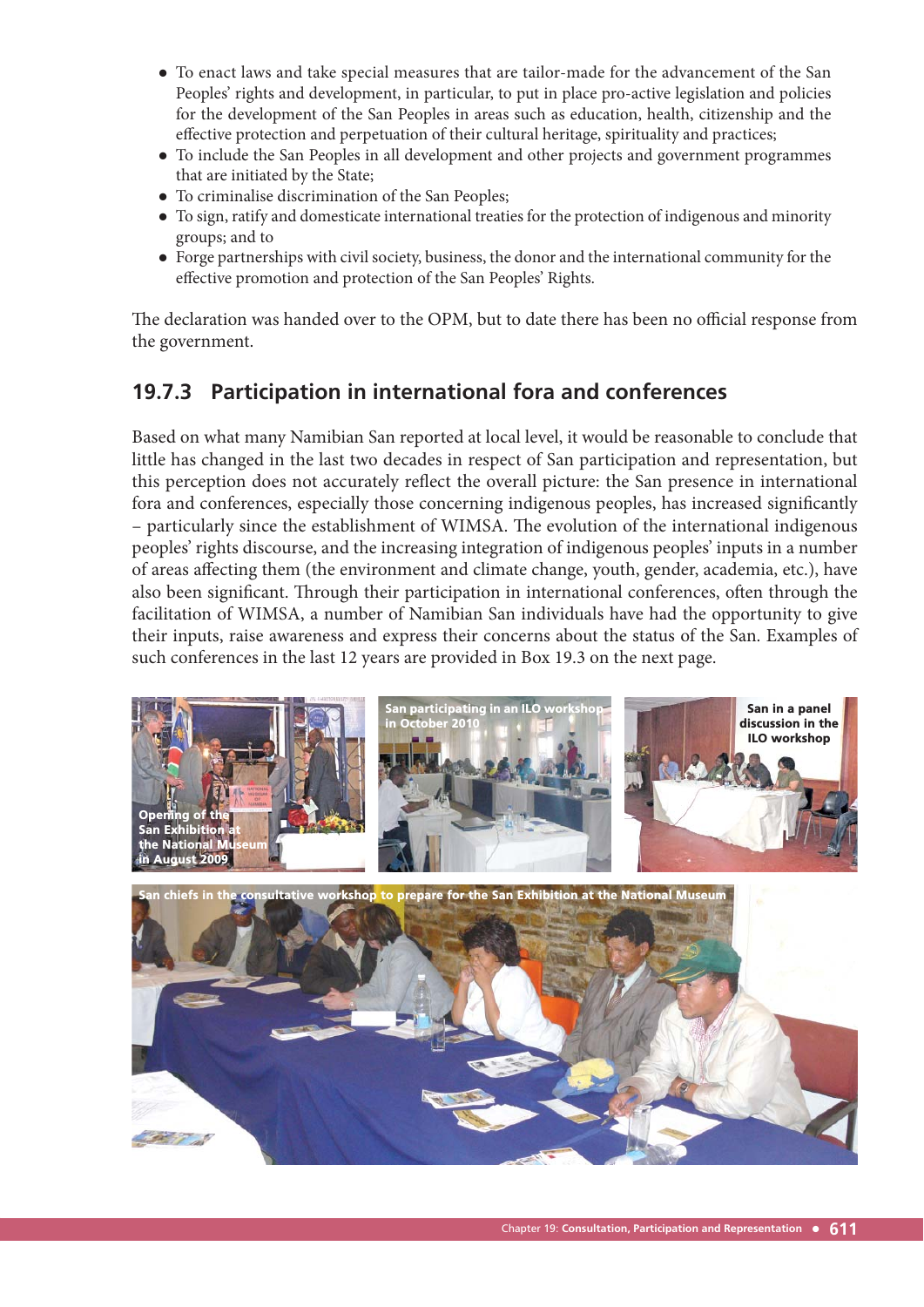- To enact laws and take special measures that are tailor-made for the advancement of the San Peoples' rights and development, in particular, to put in place pro-active legislation and policies for the development of the San Peoples in areas such as education, health, citizenship and the effective protection and perpetuation of their cultural heritage, spirituality and practices;
- To include the San Peoples in all development and other projects and government programmes that are initiated by the State;
- To criminalise discrimination of the San Peoples;
- To sign, ratify and domesticate international treaties for the protection of indigenous and minority groups; and to
- Forge partnerships with civil society, business, the donor and the international community for the effective promotion and protection of the San Peoples' Rights.

The declaration was handed over to the OPM, but to date there has been no official response from the government.

### 19.7.3 Participation in international fora and conferences

Based on what many Namibian San reported at local level, it would be reasonable to conclude that little has changed in the last two decades in respect of San participation and representation, but this perception does not accurately reflect the overall picture: the San presence in international fora and conferences, especially those concerning indigenous peoples, has increased significantly – particularly since the establishment of WIMSA. The evolution of the international indigenous peoples' rights discourse, and the increasing integration of indigenous peoples' inputs in a number of areas affecting them (the environment and climate change, youth, gender, academia, etc.), have also been significant. Through their participation in international conferences, often through the facilitation of WIMSA, a number of Namibian San individuals have had the opportunity to give their inputs, raise awareness and express their concerns about the status of the San. Examples of such conferences in the last 12 years are provided in Box 19.3 on the next page.

Opening of the San Exhibition at the National Museum in August 2009

San participating in an ILO workshop in October 2010

San in a panel discussion in the ILO workshop

San chiefs in the consultative workshop to prepare for the San Exhibition at the National Museum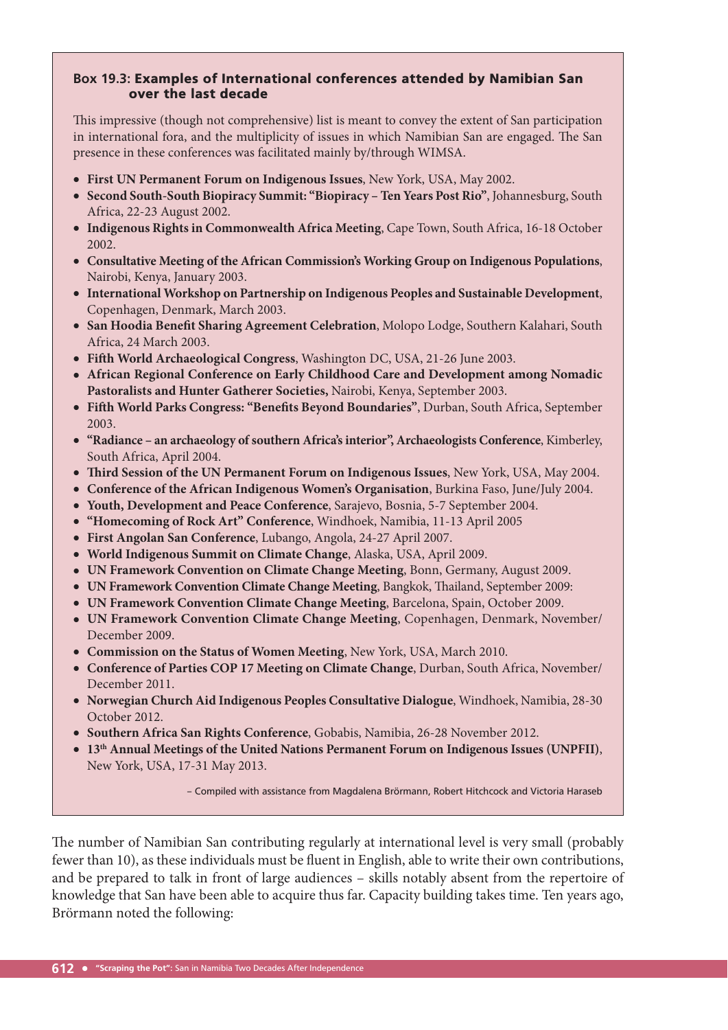### Box 19.3: Examples of International conferences attended by Namibian San over the last decade

This impressive (though not comprehensive) list is meant to convey the extent of San participation in international fora, and the multiplicity of issues in which Namibian San are engaged. The San presence in these conferences was facilitated mainly by/through WIMSA.

- **First UN Permanent Forum on Indigenous Issues**, New York, USA, May 2002.
- **Second South-South Biopiracy Summit: "Biopiracy – Ten Years Post Rio"**, Johannesburg, South Africa, 22-23 August 2002.
- **Indigenous Rights in Commonwealth Africa Meeting**, Cape Town, South Africa, 16-18 October 2002.
- **Consultative Meeting of the African Commission's Working Group on Indigenous Populations**, Nairobi, Kenya, January 2003.
- **International Workshop on Partnership on Indigenous Peoples and Sustainable Development**, Copenhagen, Denmark, March 2003.
- **San Hoodia Benefit Sharing Agreement Celebration**, Molopo Lodge, Southern Kalahari, South Africa, 24 March 2003.
- **Fifth World Archaeological Congress**, Washington DC, USA, 21-26 June 2003.
- **African Regional Conference on Early Childhood Care and Development among Nomadic Pastoralists and Hunter Gatherer Societies,** Nairobi, Kenya, September 2003.
- **Fifth World Parks Congress: "Benefits Beyond Boundaries"**, Durban, South Africa, September 2003.
- **"Radiance – an archaeology of southern Africa's interior", Archaeologists Conference**, Kimberley, South Africa, April 2004.
- **Third Session of the UN Permanent Forum on Indigenous Issues**, New York, USA, May 2004.
- **Conference of the African Indigenous Women's Organisation**, Burkina Faso, June/July 2004.
- **Youth, Development and Peace Conference**, Sarajevo, Bosnia, 5-7 September 2004.
- **"Homecoming of Rock Art" Conference**, Windhoek, Namibia, 11-13 April 2005
- **First Angolan San Conference**, Lubango, Angola, 24-27 April 2007.
- **World Indigenous Summit on Climate Change**, Alaska, USA, April 2009.
- **UN Framework Convention on Climate Change Meeting**, Bonn, Germany, August 2009.
- **UN Framework Convention Climate Change Meeting**, Bangkok, Thailand, September 2009:
- **UN Framework Convention Climate Change Meeting**, Barcelona, Spain, October 2009.
- **UN Framework Convention Climate Change Meeting**, Copenhagen, Denmark, November/December 2009.
- **Commission on the Status of Women Meeting**, New York, USA, March 2010.
- **Conference of Parties COP 17 Meeting on Climate Change**, Durban, South Africa, November/December 2011.
- **Norwegian Church Aid Indigenous Peoples Consultative Dialogue**, Windhoek, Namibia, 28-30 October 2012.
- **Southern Africa San Rights Conference**, Gobabis, Namibia, 26-28 November 2012.
- **13th Annual Meetings of the United Nations Permanent Forum on Indigenous Issues (UNPFII)**, New York, USA, 17-31 May 2013.

– Compiled with assistance from Magdalena Brörmann, Robert Hitchcock and Victoria Haraseb

The number of Namibian San contributing regularly at international level is very small (probably fewer than 10), as these individuals must be fluent in English, able to write their own contributions, and be prepared to talk in front of large audiences – skills notably absent from the repertoire of knowledge that San have been able to acquire thus far. Capacity building takes time. Ten years ago, Brörmann noted the following: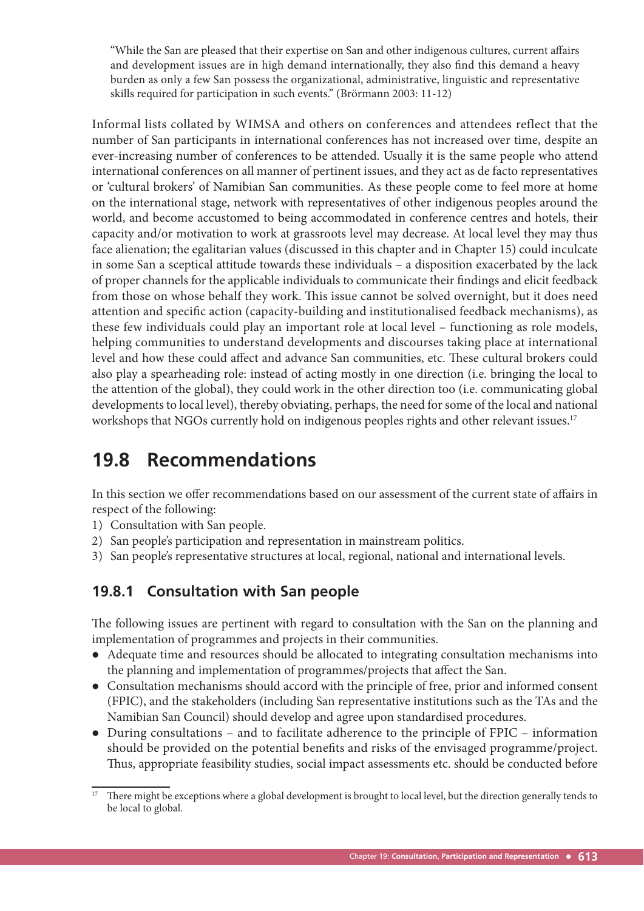> "While the San are pleased that their expertise on San and other indigenous cultures, current affairs and development issues are in high demand internationally, they also find this demand a heavy burden as only a few San possess the organizational, administrative, linguistic and representative skills required for participation in such events." (Brörmann 2003: 11-12)

Informal lists collated by WIMSA and others on conferences and attendees reflect that the number of San participants in international conferences has not increased over time, despite an ever-increasing number of conferences to be attended. Usually it is the same people who attend international conferences on all manner of pertinent issues, and they act as de facto representatives or 'cultural brokers' of Namibian San communities. As these people come to feel more at home on the international stage, network with representatives of other indigenous peoples around the world, and become accustomed to being accommodated in conference centres and hotels, their capacity and/or motivation to work at grassroots level may decrease. At local level they may thus face alienation; the egalitarian values (discussed in this chapter and in Chapter 15) could inculcate in some San a sceptical attitude towards these individuals – a disposition exacerbated by the lack of proper channels for the applicable individuals to communicate their findings and elicit feedback from those on whose behalf they work. This issue cannot be solved overnight, but it does need attention and specific action (capacity-building and institutionalised feedback mechanisms), as these few individuals could play an important role at local level – functioning as role models, helping communities to understand developments and discourses taking place at international level and how these could affect and advance San communities, etc. These cultural brokers could also play a spearheading role: instead of acting mostly in one direction (i.e. bringing the local to the attention of the global), they could work in the other direction too (i.e. communicating global developments to local level), thereby obviating, perhaps, the need for some of the local and national workshops that NGOs currently hold on indigenous peoples rights and other relevant issues.[17]

## 19.8 Recommendations

In this section we offer recommendations based on our assessment of the current state of affairs in respect of the following:

1) Consultation with San people.
2) San people's participation and representation in mainstream politics.
3) San people's representative structures at local, regional, national and international levels.

### 19.8.1 Consultation with San people

The following issues are pertinent with regard to consultation with the San on the planning and implementation of programmes and projects in their communities.

- Adequate time and resources should be allocated to integrating consultation mechanisms into the planning and implementation of programmes/projects that affect the San.
- Consultation mechanisms should accord with the principle of free, prior and informed consent (FPIC), and the stakeholders (including San representative institutions such as the TAs and the Namibian San Council) should develop and agree upon standardised procedures.
- During consultations – and to facilitate adherence to the principle of FPIC – information should be provided on the potential benefits and risks of the envisaged programme/project. Thus, appropriate feasibility studies, social impact assessments etc. should be conducted before

[17] There might be exceptions where a global development is brought to local level, but the direction generally tends to be local to global.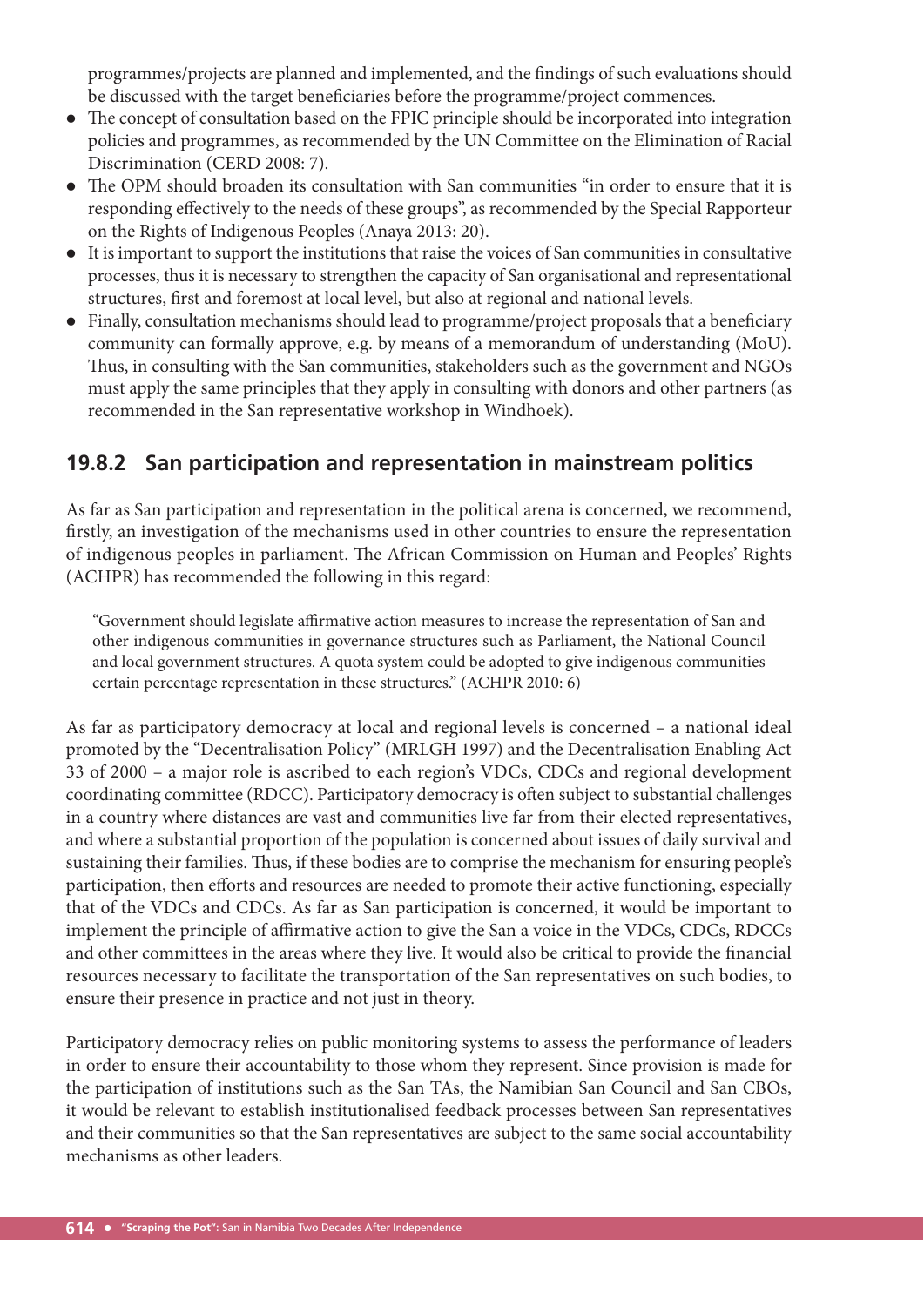programmes/projects are planned and implemented, and the findings of such evaluations should be discussed with the target beneficiaries before the programme/project commences.

- The concept of consultation based on the FPIC principle should be incorporated into integration policies and programmes, as recommended by the UN Committee on the Elimination of Racial Discrimination (CERD 2008: 7).
- The OPM should broaden its consultation with San communities "in order to ensure that it is responding effectively to the needs of these groups", as recommended by the Special Rapporteur on the Rights of Indigenous Peoples (Anaya 2013: 20).
- It is important to support the institutions that raise the voices of San communities in consultative processes, thus it is necessary to strengthen the capacity of San organisational and representational structures, first and foremost at local level, but also at regional and national levels.
- Finally, consultation mechanisms should lead to programme/project proposals that a beneficiary community can formally approve, e.g. by means of a memorandum of understanding (MoU). Thus, in consulting with the San communities, stakeholders such as the government and NGOs must apply the same principles that they apply in consulting with donors and other partners (as recommended in the San representative workshop in Windhoek).

### 19.8.2 San participation and representation in mainstream politics

As far as San participation and representation in the political arena is concerned, we recommend, firstly, an investigation of the mechanisms used in other countries to ensure the representation of indigenous peoples in parliament. The African Commission on Human and Peoples' Rights (ACHPR) has recommended the following in this regard:

> "Government should legislate affirmative action measures to increase the representation of San and other indigenous communities in governance structures such as Parliament, the National Council and local government structures. A quota system could be adopted to give indigenous communities certain percentage representation in these structures." (ACHPR 2010: 6)

As far as participatory democracy at local and regional levels is concerned – a national ideal promoted by the "Decentralisation Policy" (MRLGH 1997) and the Decentralisation Enabling Act 33 of 2000 – a major role is ascribed to each region's VDCs, CDCs and regional development coordinating committee (RDCC). Participatory democracy is often subject to substantial challenges in a country where distances are vast and communities live far from their elected representatives, and where a substantial proportion of the population is concerned about issues of daily survival and sustaining their families. Thus, if these bodies are to comprise the mechanism for ensuring people's participation, then efforts and resources are needed to promote their active functioning, especially that of the VDCs and CDCs. As far as San participation is concerned, it would be important to implement the principle of affirmative action to give the San a voice in the VDCs, CDCs, RDCCs and other committees in the areas where they live. It would also be critical to provide the financial resources necessary to facilitate the transportation of the San representatives on such bodies, to ensure their presence in practice and not just in theory.

Participatory democracy relies on public monitoring systems to assess the performance of leaders in order to ensure their accountability to those whom they represent. Since provision is made for the participation of institutions such as the San TAs, the Namibian San Council and San CBOs, it would be relevant to establish institutionalised feedback processes between San representatives and their communities so that the San representatives are subject to the same social accountability mechanisms as other leaders.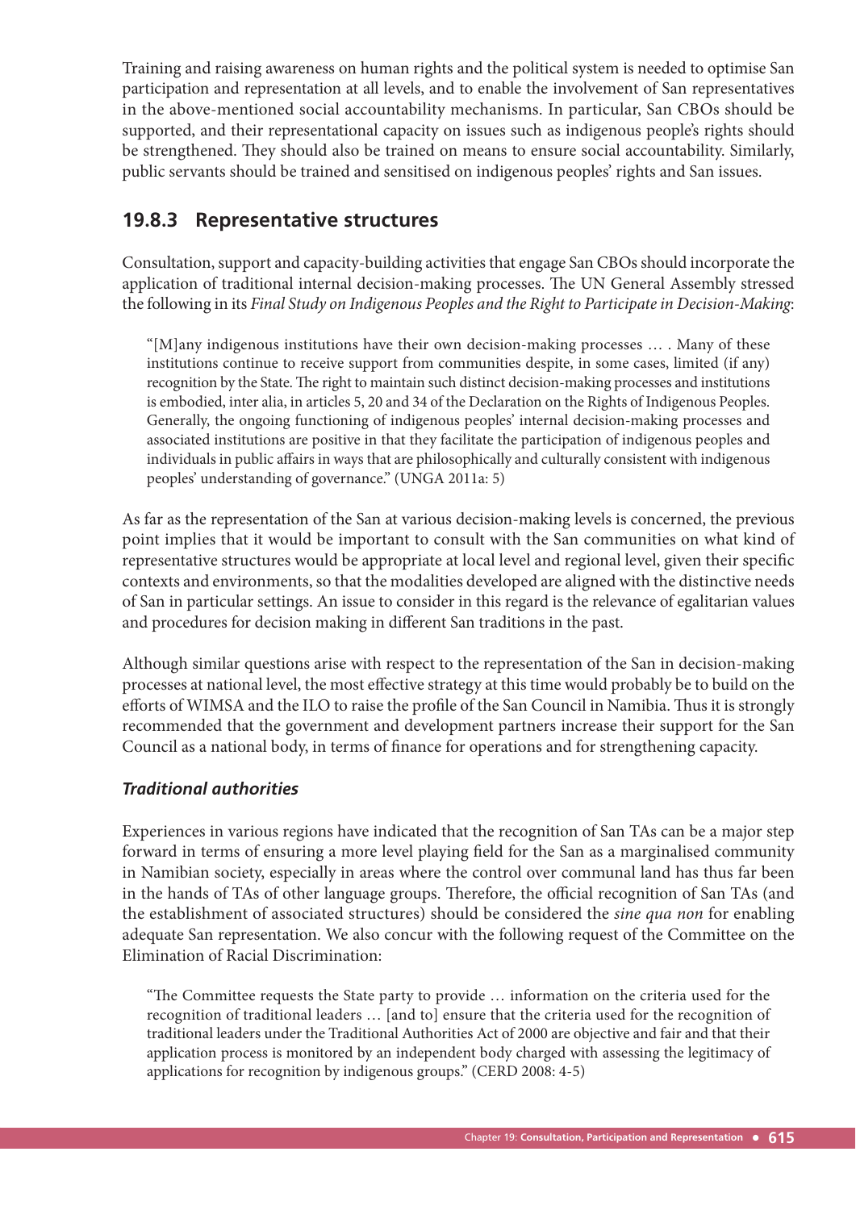Training and raising awareness on human rights and the political system is needed to optimise San participation and representation at all levels, and to enable the involvement of San representatives in the above-mentioned social accountability mechanisms. In particular, San CBOs should be supported, and their representational capacity on issues such as indigenous people's rights should be strengthened. They should also be trained on means to ensure social accountability. Similarly, public servants should be trained and sensitised on indigenous peoples' rights and San issues.

### 19.8.3 Representative structures

Consultation, support and capacity-building activities that engage San CBOs should incorporate the application of traditional internal decision-making processes. The UN General Assembly stressed the following in its *Final Study on Indigenous Peoples and the Right to Participate in Decision-Making*:

> "[M]any indigenous institutions have their own decision-making processes … . Many of these institutions continue to receive support from communities despite, in some cases, limited (if any) recognition by the State. The right to maintain such distinct decision-making processes and institutions is embodied, inter alia, in articles 5, 20 and 34 of the Declaration on the Rights of Indigenous Peoples. Generally, the ongoing functioning of indigenous peoples' internal decision-making processes and associated institutions are positive in that they facilitate the participation of indigenous peoples and individuals in public affairs in ways that are philosophically and culturally consistent with indigenous peoples' understanding of governance." (UNGA 2011a: 5)

As far as the representation of the San at various decision-making levels is concerned, the previous point implies that it would be important to consult with the San communities on what kind of representative structures would be appropriate at local level and regional level, given their specific contexts and environments, so that the modalities developed are aligned with the distinctive needs of San in particular settings. An issue to consider in this regard is the relevance of egalitarian values and procedures for decision making in different San traditions in the past.

Although similar questions arise with respect to the representation of the San in decision-making processes at national level, the most effective strategy at this time would probably be to build on the efforts of WIMSA and the ILO to raise the profile of the San Council in Namibia. Thus it is strongly recommended that the government and development partners increase their support for the San Council as a national body, in terms of finance for operations and for strengthening capacity.

#### *Traditional authorities*

Experiences in various regions have indicated that the recognition of San TAs can be a major step forward in terms of ensuring a more level playing field for the San as a marginalised community in Namibian society, especially in areas where the control over communal land has thus far been in the hands of TAs of other language groups. Therefore, the official recognition of San TAs (and the establishment of associated structures) should be considered the *sine qua non* for enabling adequate San representation. We also concur with the following request of the Committee on the Elimination of Racial Discrimination:

> "The Committee requests the State party to provide … information on the criteria used for the recognition of traditional leaders … [and to] ensure that the criteria used for the recognition of traditional leaders under the Traditional Authorities Act of 2000 are objective and fair and that their application process is monitored by an independent body charged with assessing the legitimacy of applications for recognition by indigenous groups." (CERD 2008: 4-5)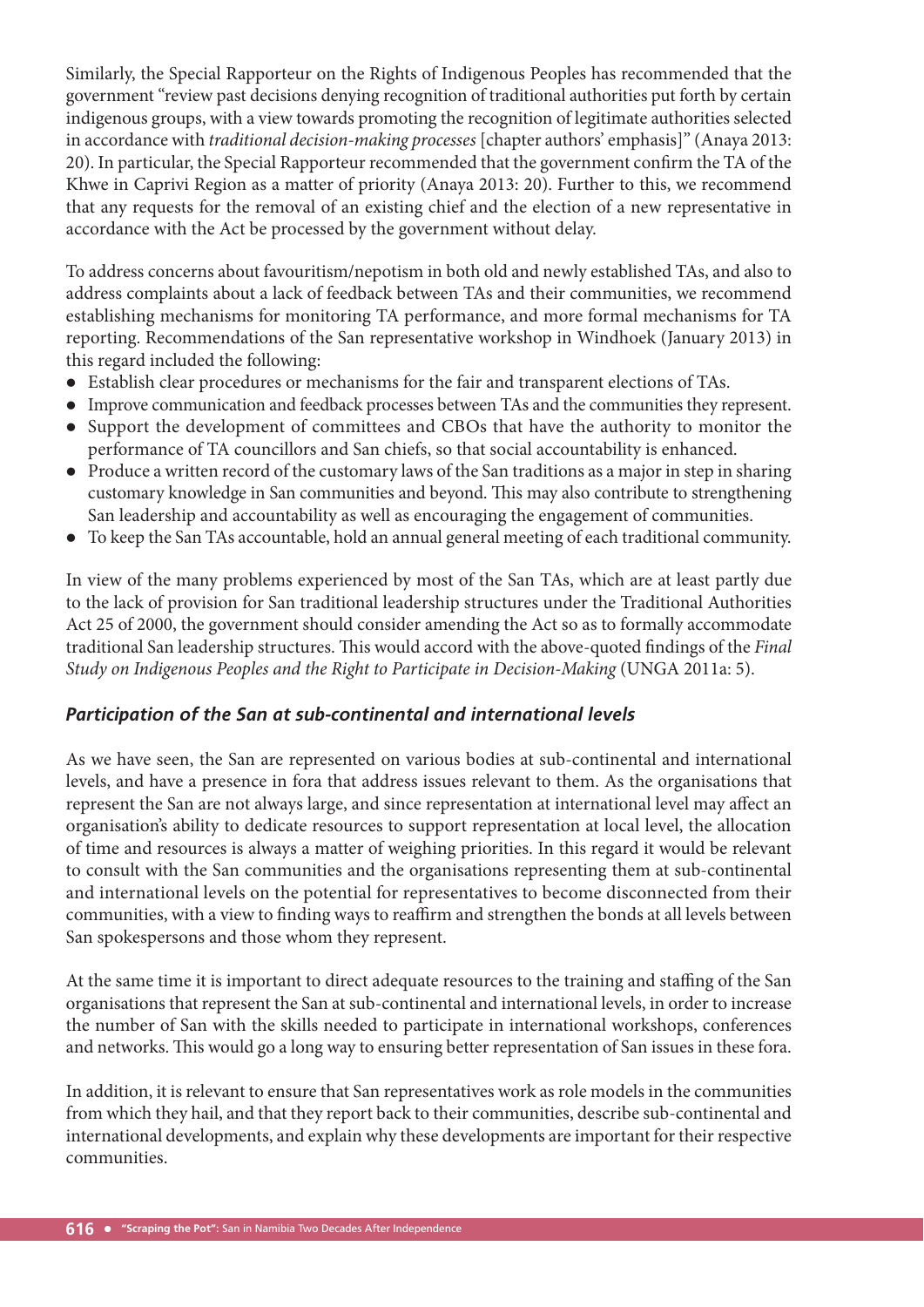Similarly, the Special Rapporteur on the Rights of Indigenous Peoples has recommended that the government "review past decisions denying recognition of traditional authorities put forth by certain indigenous groups, with a view towards promoting the recognition of legitimate authorities selected in accordance with *traditional decision-making processes* [chapter authors' emphasis]" (Anaya 2013: 20). In particular, the Special Rapporteur recommended that the government confirm the TA of the Khwe in Caprivi Region as a matter of priority (Anaya 2013: 20). Further to this, we recommend that any requests for the removal of an existing chief and the election of a new representative in accordance with the Act be processed by the government without delay.

To address concerns about favouritism/nepotism in both old and newly established TAs, and also to address complaints about a lack of feedback between TAs and their communities, we recommend establishing mechanisms for monitoring TA performance, and more formal mechanisms for TA reporting. Recommendations of the San representative workshop in Windhoek (January 2013) in this regard included the following:

- Establish clear procedures or mechanisms for the fair and transparent elections of TAs.
- Improve communication and feedback processes between TAs and the communities they represent.
- Support the development of committees and CBOs that have the authority to monitor the performance of TA councillors and San chiefs, so that social accountability is enhanced.
- Produce a written record of the customary laws of the San traditions as a major in step in sharing customary knowledge in San communities and beyond. This may also contribute to strengthening San leadership and accountability as well as encouraging the engagement of communities.
- To keep the San TAs accountable, hold an annual general meeting of each traditional community.

In view of the many problems experienced by most of the San TAs, which are at least partly due to the lack of provision for San traditional leadership structures under the Traditional Authorities Act 25 of 2000, the government should consider amending the Act so as to formally accommodate traditional San leadership structures. This would accord with the above-quoted findings of the *Final Study on Indigenous Peoples and the Right to Participate in Decision-Making* (UNGA 2011a: 5).

### *Participation of the San at sub-continental and international levels*

As we have seen, the San are represented on various bodies at sub-continental and international levels, and have a presence in fora that address issues relevant to them. As the organisations that represent the San are not always large, and since representation at international level may affect an organisation's ability to dedicate resources to support representation at local level, the allocation of time and resources is always a matter of weighing priorities. In this regard it would be relevant to consult with the San communities and the organisations representing them at sub-continental and international levels on the potential for representatives to become disconnected from their communities, with a view to finding ways to reaffirm and strengthen the bonds at all levels between San spokespersons and those whom they represent.

At the same time it is important to direct adequate resources to the training and staffing of the San organisations that represent the San at sub-continental and international levels, in order to increase the number of San with the skills needed to participate in international workshops, conferences and networks. This would go a long way to ensuring better representation of San issues in these fora.

In addition, it is relevant to ensure that San representatives work as role models in the communities from which they hail, and that they report back to their communities, describe sub-continental and international developments, and explain why these developments are important for their respective communities.